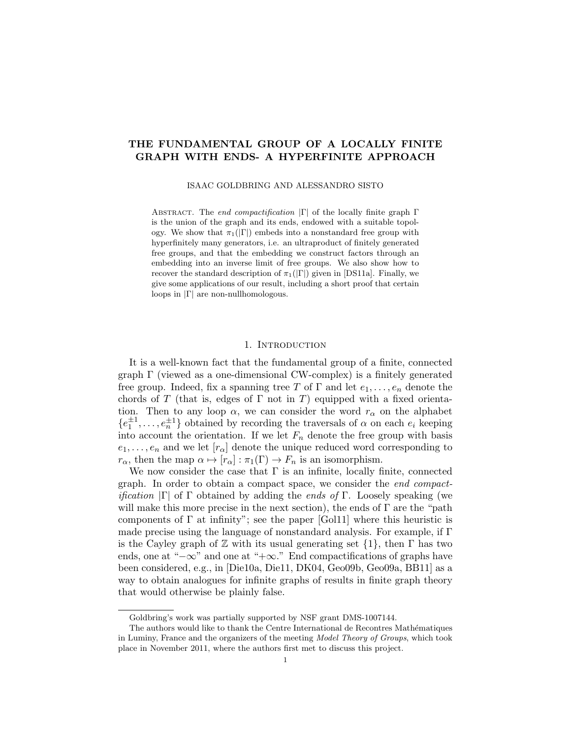# THE FUNDAMENTAL GROUP OF A LOCALLY FINITE GRAPH WITH ENDS- A HYPERFINITE APPROACH

ISAAC GOLDBRING AND ALESSANDRO SISTO

Abstract. The *end compactification* $|\Gamma|$ of the locally finite graph $\Gamma$ is the union of the graph and its ends, endowed with a suitable topology. We show that $\pi_1(|\Gamma|)$ embeds into a nonstandard free group with hyperfinitely many generators, i.e. an ultraproduct of finitely generated free groups, and that the embedding we construct factors through an embedding into an inverse limit of free groups. We also show how to recover the standard description of $\pi_1(|\Gamma|)$ given in [DS11a]. Finally, we give some applications of our result, including a short proof that certain loops in $|\Gamma|$ are non-nullhomologous.

## 1. Introduction

It is a well-known fact that the fundamental group of a finite, connected graph $\Gamma$ (viewed as a one-dimensional CW-complex) is a finitely generated free group. Indeed, fix a spanning tree $T$ of $\Gamma$ and let $e_1, \ldots, e_n$ denote the chords of $T$ (that is, edges of $\Gamma$ not in $T$) equipped with a fixed orientation. Then to any loop $\alpha$, we can consider the word $r_\alpha$ on the alphabet $\{e_1^{\pm 1}, \ldots, e_n^{\pm 1}\}$ obtained by recording the traversals of $\alpha$ on each $e_i$ keeping into account the orientation. If we let $F_n$ denote the free group with basis $e_1, \ldots, e_n$ and we let $[r_\alpha]$ denote the unique reduced word corresponding to $r_\alpha$, then the map $\alpha \mapsto [r_\alpha] : \pi_1(\Gamma) \to F_n$ is an isomorphism.

We now consider the case that $\Gamma$ is an infinite, locally finite, connected graph. In order to obtain a compact space, we consider the *end compactification* $|\Gamma|$ of $\Gamma$ obtained by adding the *ends of* $\Gamma$. Loosely speaking (we will make this more precise in the next section), the ends of $\Gamma$ are the "path components of $\Gamma$ at infinity"; see the paper [Gol11] where this heuristic is made precise using the language of nonstandard analysis. For example, if $\Gamma$ is the Cayley graph of $\mathbb{Z}$ with its usual generating set $\{1\}$, then $\Gamma$ has two ends, one at "$-\infty$" and one at "$+\infty$." End compactifications of graphs have been considered, e.g., in [Die10a, Die11, DK04, Geo09b, Geo09a, BB11] as a way to obtain analogues for infinite graphs of results in finite graph theory that would otherwise be plainly false.

Goldbring's work was partially supported by NSF grant DMS-1007144.

The authors would like to thank the Centre International de Recontres Mathématiques in Luminy, France and the organizers of the meeting *Model Theory of Groups*, which took place in November 2011, where the authors first met to discuss this project.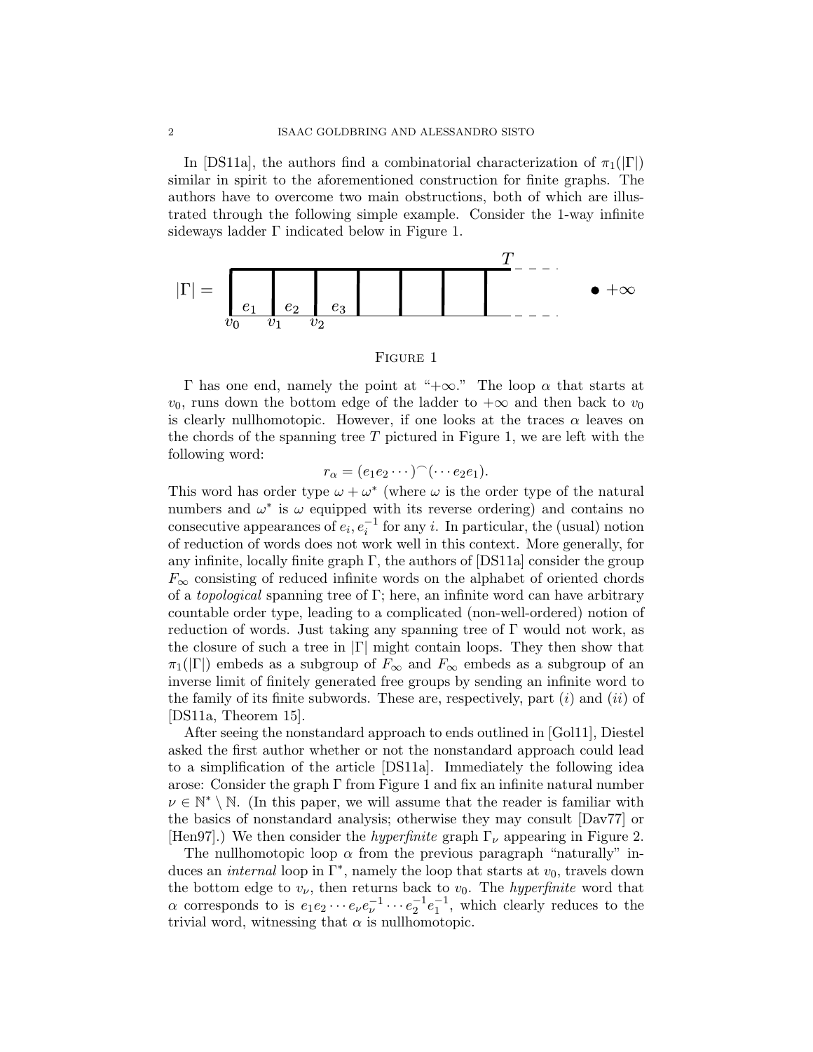In [DS11a], the authors find a combinatorial characterization of $\pi_1(|\Gamma|)$ similar in spirit to the aforementioned construction for finite graphs. The authors have to overcome two main obstructions, both of which are illustrated through the following simple example. Consider the 1-way infinite sideways ladder $\Gamma$ indicated below in Figure 1.

FIGURE 1

$\Gamma$ has one end, namely the point at "$+\infty$." The loop $\alpha$ that starts at $v_0$, runs down the bottom edge of the ladder to $+\infty$ and then back to $v_0$ is clearly nullhomotopic. However, if one looks at the traces $\alpha$ leaves on the chords of the spanning tree $T$ pictured in Figure 1, we are left with the following word:

$$r_\alpha = (e_1 e_2 \cdots)^\frown(\cdots e_2 e_1).$$

This word has order type $\omega + \omega^*$ (where $\omega$ is the order type of the natural numbers and $\omega^*$ is $\omega$ equipped with its reverse ordering) and contains no consecutive appearances of $e_i, e_i^{-1}$ for any $i$. In particular, the (usual) notion of reduction of words does not work well in this context. More generally, for any infinite, locally finite graph $\Gamma$, the authors of [DS11a] consider the group $F_\infty$ consisting of reduced infinite words on the alphabet of oriented chords of a *topological* spanning tree of $\Gamma$; here, an infinite word can have arbitrary countable order type, leading to a complicated (non-well-ordered) notion of reduction of words. Just taking any spanning tree of $\Gamma$ would not work, as the closure of such a tree in $|\Gamma|$ might contain loops. They then show that $\pi_1(|\Gamma|)$ embeds as a subgroup of $F_\infty$ and $F_\infty$ embeds as a subgroup of an inverse limit of finitely generated free groups by sending an infinite word to the family of its finite subwords. These are, respectively, part $(i)$ and $(ii)$ of [DS11a, Theorem 15].

After seeing the nonstandard approach to ends outlined in [Gol11], Diestel asked the first author whether or not the nonstandard approach could lead to a simplification of the article [DS11a]. Immediately the following idea arose: Consider the graph $\Gamma$ from Figure 1 and fix an infinite natural number $\nu \in \mathbb{N}^* \setminus \mathbb{N}$. (In this paper, we will assume that the reader is familiar with the basics of nonstandard analysis; otherwise they may consult [Dav77] or [Hen97].) We then consider the *hyperfinite* graph $\Gamma_\nu$ appearing in Figure 2.

The nullhomotopic loop $\alpha$ from the previous paragraph "naturally" induces an *internal* loop in $\Gamma^*$, namely the loop that starts at $v_0$, travels down the bottom edge to $v_\nu$, then returns back to $v_0$. The *hyperfinite* word that $\alpha$ corresponds to is $e_1 e_2 \cdots e_\nu e_\nu^{-1} \cdots e_2^{-1} e_1^{-1}$, which clearly reduces to the trivial word, witnessing that $\alpha$ is nullhomotopic.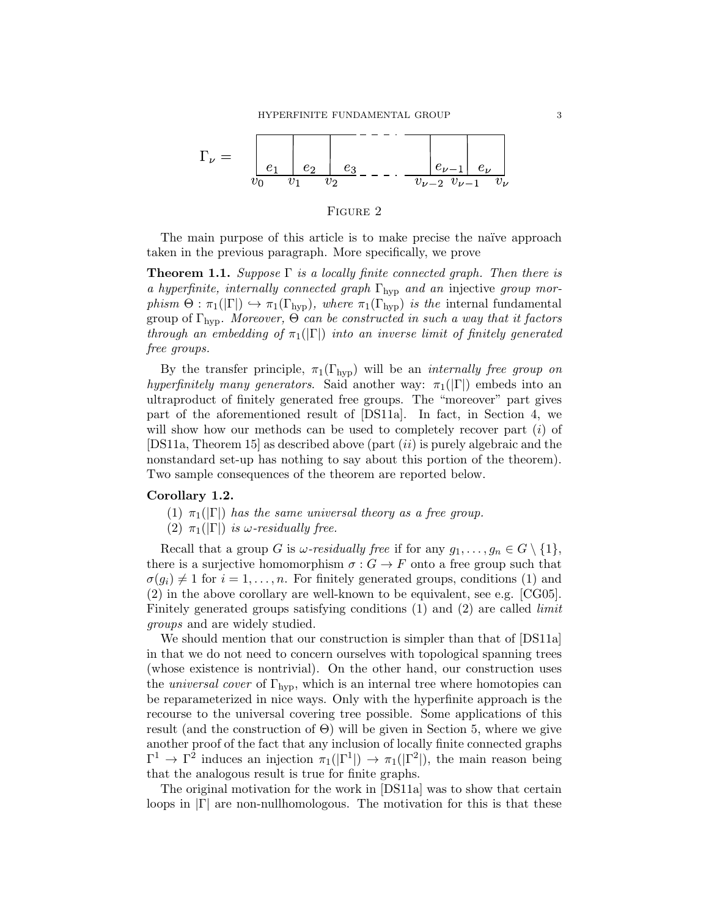$\Gamma_\nu =$ [figure: a ladder of boxes with edges $e_1, e_2, e_3, \ldots, e_{\nu-1}, e_\nu$ and vertices $v_0, v_1, v_2, \ldots, v_{\nu-2}, v_{\nu-1}, v_\nu$]

Figure 2

The main purpose of this article is to make precise the naïve approach taken in the previous paragraph. More specifically, we prove

**Theorem 1.1.** *Suppose $\Gamma$ is a locally finite connected graph. Then there is a hyperfinite, internally connected graph $\Gamma_{\text{hyp}}$ and an* injective *group morphism $\Theta : \pi_1(|\Gamma|) \hookrightarrow \pi_1(\Gamma_{\text{hyp}})$, where $\pi_1(\Gamma_{\text{hyp}})$ is the* internal fundamental group *of $\Gamma_{\text{hyp}}$. Moreover, $\Theta$ can be constructed in such a way that it factors through an embedding of $\pi_1(|\Gamma|)$ into an inverse limit of finitely generated free groups.*

By the transfer principle, $\pi_1(\Gamma_{\text{hyp}})$ will be an *internally free group on hyperfinitely many generators*. Said another way: $\pi_1(|\Gamma|)$ embeds into an ultraproduct of finitely generated free groups. The "moreover" part gives part of the aforementioned result of [DS11a]. In fact, in Section 4, we will show how our methods can be used to completely recover part $(i)$ of [DS11a, Theorem 15] as described above (part $(ii)$ is purely algebraic and the nonstandard set-up has nothing to say about this portion of the theorem). Two sample consequences of the theorem are reported below.

**Corollary 1.2.**

(1) *$\pi_1(|\Gamma|)$ has the same universal theory as a free group.*

(2) *$\pi_1(|\Gamma|)$ is $\omega$-residually free.*

Recall that a group $G$ is *$\omega$-residually free* if for any $g_1, \ldots, g_n \in G \setminus \{1\}$, there is a surjective homomorphism $\sigma : G \to F$ onto a free group such that $\sigma(g_i) \neq 1$ for $i = 1, \ldots, n$. For finitely generated groups, conditions (1) and (2) in the above corollary are well-known to be equivalent, see e.g. [CG05]. Finitely generated groups satisfying conditions (1) and (2) are called *limit groups* and are widely studied.

We should mention that our construction is simpler than that of [DS11a] in that we do not need to concern ourselves with topological spanning trees (whose existence is nontrivial). On the other hand, our construction uses the *universal cover* of $\Gamma_{\text{hyp}}$, which is an internal tree where homotopies can be reparameterized in nice ways. Only with the hyperfinite approach is the recourse to the universal covering tree possible. Some applications of this result (and the construction of $\Theta$) will be given in Section 5, where we give another proof of the fact that any inclusion of locally finite connected graphs $\Gamma^1 \to \Gamma^2$ induces an injection $\pi_1(|\Gamma^1|) \to \pi_1(|\Gamma^2|)$, the main reason being that the analogous result is true for finite graphs.

The original motivation for the work in [DS11a] was to show that certain loops in $|\Gamma|$ are non-nullhomologous. The motivation for this is that these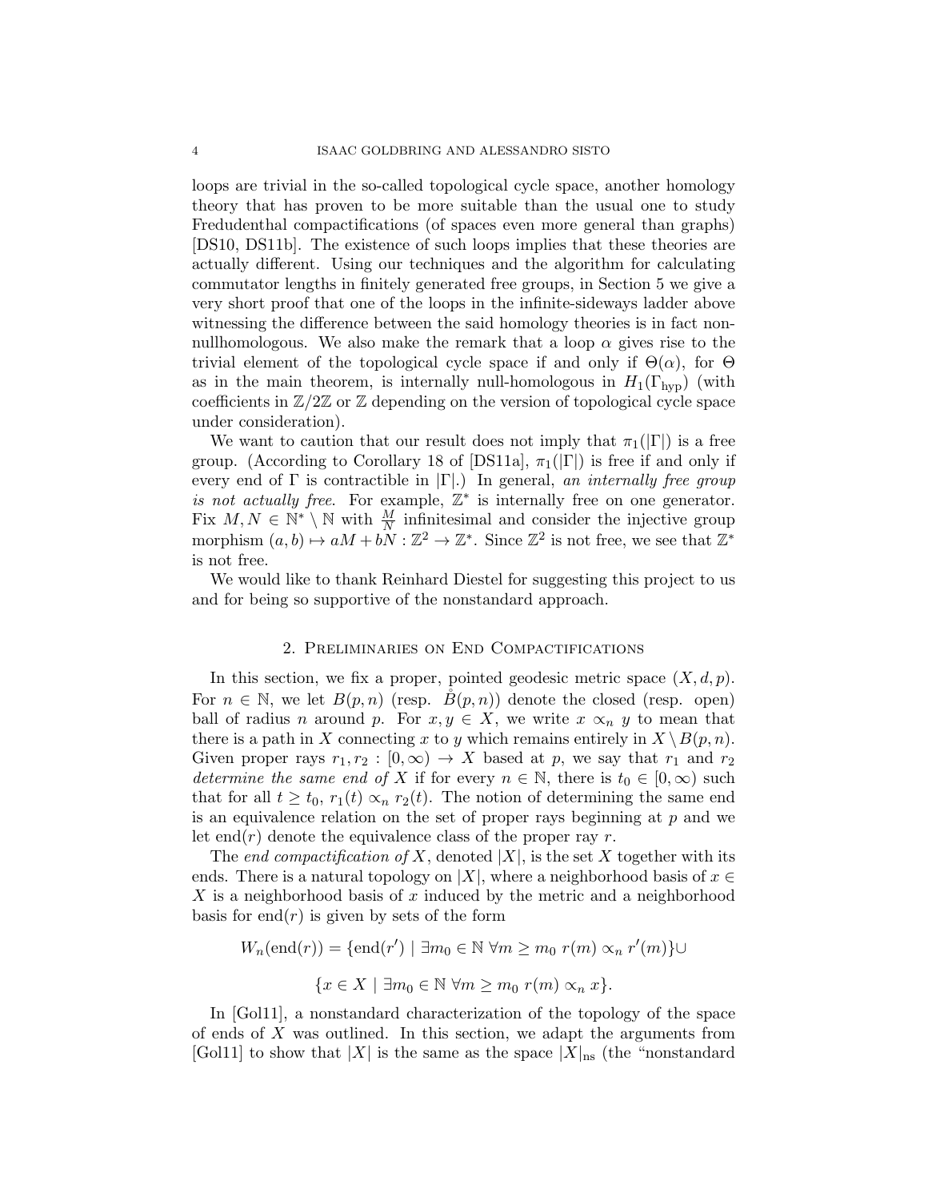loops are trivial in the so-called topological cycle space, another homology theory that has proven to be more suitable than the usual one to study Fredudenthal compactifications (of spaces even more general than graphs) [DS10, DS11b]. The existence of such loops implies that these theories are actually different. Using our techniques and the algorithm for calculating commutator lengths in finitely generated free groups, in Section 5 we give a very short proof that one of the loops in the infinite-sideways ladder above witnessing the difference between the said homology theories is in fact non-nullhomologous. We also make the remark that a loop $\alpha$ gives rise to the trivial element of the topological cycle space if and only if $\Theta(\alpha)$, for $\Theta$ as in the main theorem, is internally null-homologous in $H_1(\Gamma_{\text{hyp}})$ (with coefficients in $\mathbb{Z}/2\mathbb{Z}$ or $\mathbb{Z}$ depending on the version of topological cycle space under consideration).

We want to caution that our result does not imply that $\pi_1(|\Gamma|)$ is a free group. (According to Corollary 18 of [DS11a], $\pi_1(|\Gamma|)$ is free if and only if every end of $\Gamma$ is contractible in $|\Gamma|$.) In general, *an internally free group is not actually free.* For example, $\mathbb{Z}^*$ is internally free on one generator. Fix $M, N \in \mathbb{N}^* \setminus \mathbb{N}$ with $\frac{M}{N}$ infinitesimal and consider the injective group morphism $(a, b) \mapsto aM + bN : \mathbb{Z}^2 \to \mathbb{Z}^*$. Since $\mathbb{Z}^2$ is not free, we see that $\mathbb{Z}^*$ is not free.

We would like to thank Reinhard Diestel for suggesting this project to us and for being so supportive of the nonstandard approach.

## 2. Preliminaries on End Compactifications

In this section, we fix a proper, pointed geodesic metric space $(X, d, p)$. For $n \in \mathbb{N}$, we let $B(p, n)$ (resp. $\mathring{B}(p, n)$) denote the closed (resp. open) ball of radius $n$ around $p$. For $x, y \in X$, we write $x \propto_n y$ to mean that there is a path in $X$ connecting $x$ to $y$ which remains entirely in $X \setminus B(p, n)$. Given proper rays $r_1, r_2 : [0, \infty) \to X$ based at $p$, we say that $r_1$ and $r_2$ *determine the same end of* $X$ if for every $n \in \mathbb{N}$, there is $t_0 \in [0, \infty)$ such that for all $t \geq t_0$, $r_1(t) \propto_n r_2(t)$. The notion of determining the same end is an equivalence relation on the set of proper rays beginning at $p$ and we let $\text{end}(r)$ denote the equivalence class of the proper ray $r$.

The *end compactification of* $X$, denoted $|X|$, is the set $X$ together with its ends. There is a natural topology on $|X|$, where a neighborhood basis of $x \in X$ is a neighborhood basis of $x$ induced by the metric and a neighborhood basis for $\text{end}(r)$ is given by sets of the form

$$W_n(\text{end}(r)) = \{\text{end}(r') \mid \exists m_0 \in \mathbb{N}\ \forall m \geq m_0\ r(m) \propto_n r'(m)\} \cup$$

$$\{x \in X \mid \exists m_0 \in \mathbb{N}\ \forall m \geq m_0\ r(m) \propto_n x\}.$$

In [Gol11], a nonstandard characterization of the topology of the space of ends of $X$ was outlined. In this section, we adapt the arguments from [Gol11] to show that $|X|$ is the same as the space $|X|_{\text{ns}}$ (the "nonstandard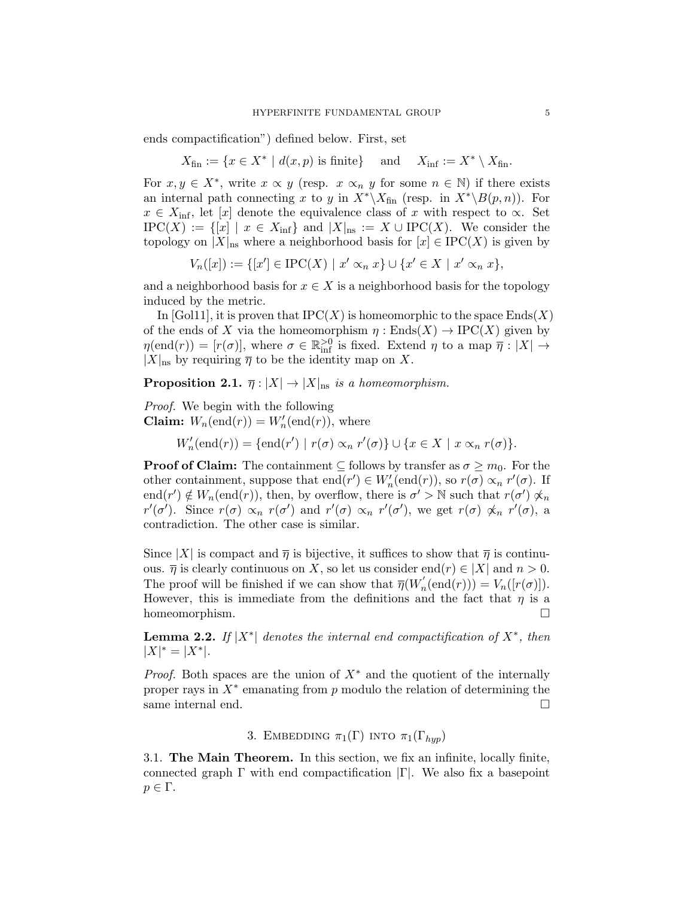ends compactification") defined below. First, set

$$X_{\text{fin}} := \{x \in X^* \mid d(x,p) \text{ is finite}\} \quad \text{and} \quad X_{\text{inf}} := X^* \setminus X_{\text{fin}}.$$

For $x, y \in X^*$, write $x \propto y$ (resp. $x \propto_n y$ for some $n \in \mathbb{N}$) if there exists an internal path connecting $x$ to $y$ in $X^* \setminus X_{\text{fin}}$ (resp. in $X^* \setminus B(p,n)$). For $x \in X_{\text{inf}}$, let $[x]$ denote the equivalence class of $x$ with respect to $\propto$. Set $\text{IPC}(X) := \{[x] \mid x \in X_{\text{inf}}\}$ and $|X|_{\text{ns}} := X \cup \text{IPC}(X)$. We consider the topology on $|X|_{\text{ns}}$ where a neighborhood basis for $[x] \in \text{IPC}(X)$ is given by

$$V_n([x]) := \{[x'] \in \text{IPC}(X) \mid x' \propto_n x\} \cup \{x' \in X \mid x' \propto_n x\},$$

and a neighborhood basis for $x \in X$ is a neighborhood basis for the topology induced by the metric.

In [Gol11], it is proven that $\text{IPC}(X)$ is homeomorphic to the space $\text{Ends}(X)$ of the ends of $X$ via the homeomorphism $\eta : \text{Ends}(X) \to \text{IPC}(X)$ given by $\eta(\text{end}(r)) = [r(\sigma)]$, where $\sigma \in \mathbb{R}^{>0}_{\text{inf}}$ is fixed. Extend $\eta$ to a map $\overline{\eta} : |X| \to |X|_{\text{ns}}$ by requiring $\overline{\eta}$ to be the identity map on $X$.

**Proposition 2.1.** *$\overline{\eta} : |X| \to |X|_{\text{ns}}$ is a homeomorphism.*

*Proof.* We begin with the following
**Claim:** $W_n(\text{end}(r)) = W'_n(\text{end}(r))$, where

$$W'_n(\text{end}(r)) = \{\text{end}(r') \mid r(\sigma) \propto_n r'(\sigma)\} \cup \{x \in X \mid x \propto_n r(\sigma)\}.$$

**Proof of Claim:** The containment $\subseteq$ follows by transfer as $\sigma \geq m_0$. For the other containment, suppose that $\text{end}(r') \in W'_n(\text{end}(r))$, so $r(\sigma) \propto_n r'(\sigma)$. If $\text{end}(r') \notin W_n(\text{end}(r))$, then, by overflow, there is $\sigma' > \mathbb{N}$ such that $r(\sigma') \not\propto_n r'(\sigma')$. Since $r(\sigma) \propto_n r(\sigma')$ and $r'(\sigma) \propto_n r'(\sigma')$, we get $r(\sigma) \not\propto_n r'(\sigma)$, a contradiction. The other case is similar.

Since $|X|$ is compact and $\overline{\eta}$ is bijective, it suffices to show that $\overline{\eta}$ is continuous. $\overline{\eta}$ is clearly continuous on $X$, so let us consider $\text{end}(r) \in |X|$ and $n > 0$. The proof will be finished if we can show that $\overline{\eta}(W'_n(\text{end}(r))) = V_n([r(\sigma)])$. However, this is immediate from the definitions and the fact that $\eta$ is a homeomorphism. □

**Lemma 2.2.** *If $|X^*|$ denotes the internal end compactification of $X^*$, then $|X|^* = |X^*|$.*

*Proof.* Both spaces are the union of $X^*$ and the quotient of the internally proper rays in $X^*$ emanating from $p$ modulo the relation of determining the same internal end. □

## 3. Embedding $\pi_1(\Gamma)$ into $\pi_1(\Gamma_{hyp})$

### 3.1. The Main Theorem.

In this section, we fix an infinite, locally finite, connected graph $\Gamma$ with end compactification $|\Gamma|$. We also fix a basepoint $p \in \Gamma$.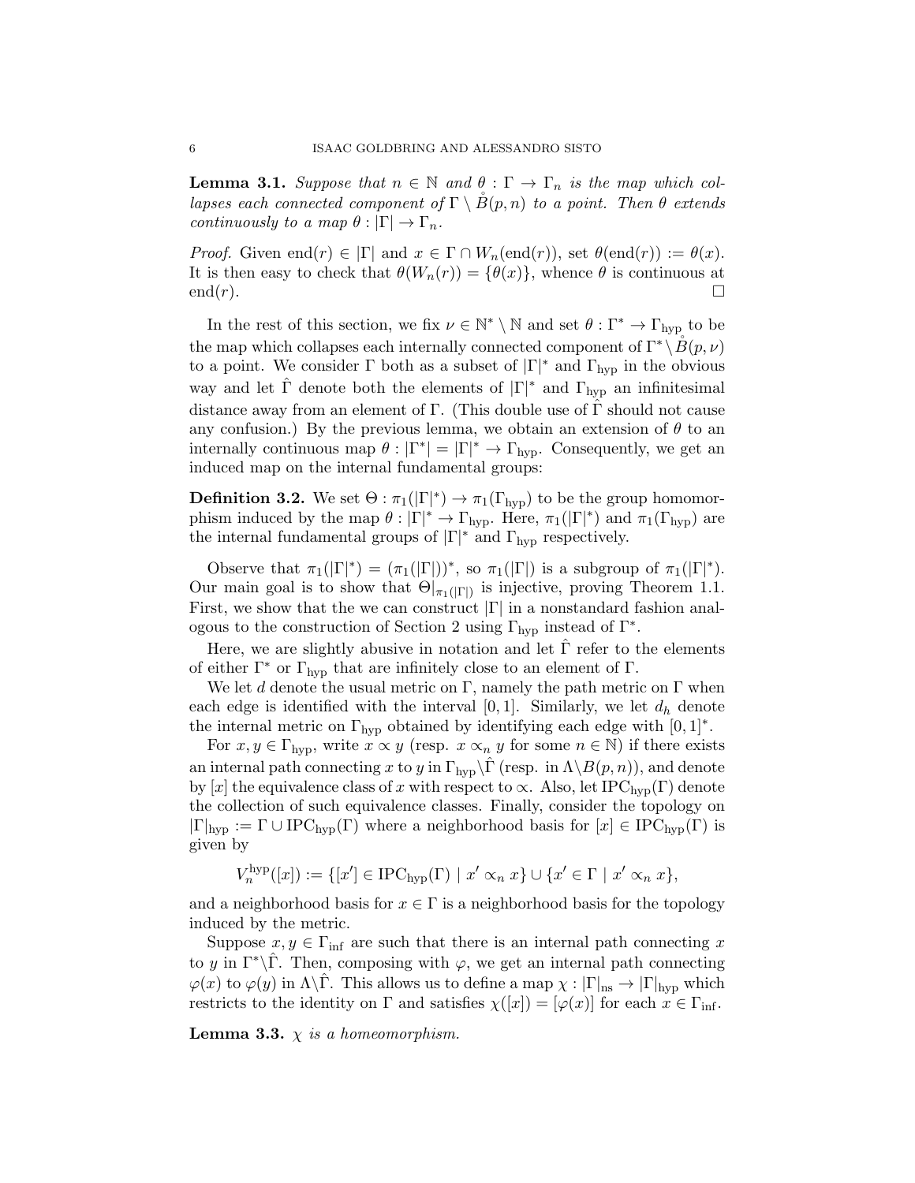**Lemma 3.1.** *Suppose that $n \in \mathbb{N}$ and $\theta : \Gamma \to \Gamma_n$ is the map which collapses each connected component of $\Gamma \setminus \mathring{B}(p,n)$ to a point. Then $\theta$ extends continuously to a map $\theta : |\Gamma| \to \Gamma_n$.*

*Proof.* Given $\mathrm{end}(r) \in |\Gamma|$ and $x \in \Gamma \cap W_n(\mathrm{end}(r))$, set $\theta(\mathrm{end}(r)) := \theta(x)$. It is then easy to check that $\theta(W_n(r)) = \{\theta(x)\}$, whence $\theta$ is continuous at $\mathrm{end}(r)$. $\square$

In the rest of this section, we fix $\nu \in \mathbb{N}^* \setminus \mathbb{N}$ and set $\theta : \Gamma^* \to \Gamma_{\mathrm{hyp}}$ to be the map which collapses each internally connected component of $\Gamma^* \setminus \mathring{B}(p,\nu)$ to a point. We consider $\Gamma$ both as a subset of $|\Gamma|^*$ and $\Gamma_{\mathrm{hyp}}$ in the obvious way and let $\hat{\Gamma}$ denote both the elements of $|\Gamma|^*$ and $\Gamma_{\mathrm{hyp}}$ an infinitesimal distance away from an element of $\Gamma$. (This double use of $\hat{\Gamma}$ should not cause any confusion.) By the previous lemma, we obtain an extension of $\theta$ to an internally continuous map $\theta : |\Gamma^*| = |\Gamma|^* \to \Gamma_{\mathrm{hyp}}$. Consequently, we get an induced map on the internal fundamental groups:

**Definition 3.2.** We set $\Theta : \pi_1(|\Gamma|^*) \to \pi_1(\Gamma_{\mathrm{hyp}})$ to be the group homomorphism induced by the map $\theta : |\Gamma|^* \to \Gamma_{\mathrm{hyp}}$. Here, $\pi_1(|\Gamma|^*)$ and $\pi_1(\Gamma_{\mathrm{hyp}})$ are the internal fundamental groups of $|\Gamma|^*$ and $\Gamma_{\mathrm{hyp}}$ respectively.

Observe that $\pi_1(|\Gamma|^*) = (\pi_1(|\Gamma|))^*$, so $\pi_1(|\Gamma|)$ is a subgroup of $\pi_1(|\Gamma|^*)$. Our main goal is to show that $\Theta|_{\pi_1(|\Gamma|)}$ is injective, proving Theorem 1.1. First, we show that the we can construct $|\Gamma|$ in a nonstandard fashion analogous to the construction of Section 2 using $\Gamma_{\mathrm{hyp}}$ instead of $\Gamma^*$.

Here, we are slightly abusive in notation and let $\hat{\Gamma}$ refer to the elements of either $\Gamma^*$ or $\Gamma_{\mathrm{hyp}}$ that are infinitely close to an element of $\Gamma$.

We let $d$ denote the usual metric on $\Gamma$, namely the path metric on $\Gamma$ when each edge is identified with the interval $[0,1]$. Similarly, we let $d_h$ denote the internal metric on $\Gamma_{\mathrm{hyp}}$ obtained by identifying each edge with $[0,1]^*$.

For $x, y \in \Gamma_{\mathrm{hyp}}$, write $x \propto y$ (resp. $x \propto_n y$ for some $n \in \mathbb{N}$) if there exists an internal path connecting $x$ to $y$ in $\Gamma_{\mathrm{hyp}} \setminus \hat{\Gamma}$ (resp. in $\Lambda \setminus B(p,n)$), and denote by $[x]$ the equivalence class of $x$ with respect to $\propto$. Also, let $\mathrm{IPC}_{\mathrm{hyp}}(\Gamma)$ denote the collection of such equivalence classes. Finally, consider the topology on $|\Gamma|_{\mathrm{hyp}} := \Gamma \cup \mathrm{IPC}_{\mathrm{hyp}}(\Gamma)$ where a neighborhood basis for $[x] \in \mathrm{IPC}_{\mathrm{hyp}}(\Gamma)$ is given by

$$V_n^{\mathrm{hyp}}([x]) := \{[x'] \in \mathrm{IPC}_{\mathrm{hyp}}(\Gamma) \mid x' \propto_n x\} \cup \{x' \in \Gamma \mid x' \propto_n x\},$$

and a neighborhood basis for $x \in \Gamma$ is a neighborhood basis for the topology induced by the metric.

Suppose $x, y \in \Gamma_{\mathrm{inf}}$ are such that there is an internal path connecting $x$ to $y$ in $\Gamma^* \setminus \hat{\Gamma}$. Then, composing with $\varphi$, we get an internal path connecting $\varphi(x)$ to $\varphi(y)$ in $\Lambda \setminus \hat{\Gamma}$. This allows us to define a map $\chi : |\Gamma|_{\mathrm{ns}} \to |\Gamma|_{\mathrm{hyp}}$ which restricts to the identity on $\Gamma$ and satisfies $\chi([x]) = [\varphi(x)]$ for each $x \in \Gamma_{\mathrm{inf}}$.

**Lemma 3.3.** *$\chi$ is a homeomorphism.*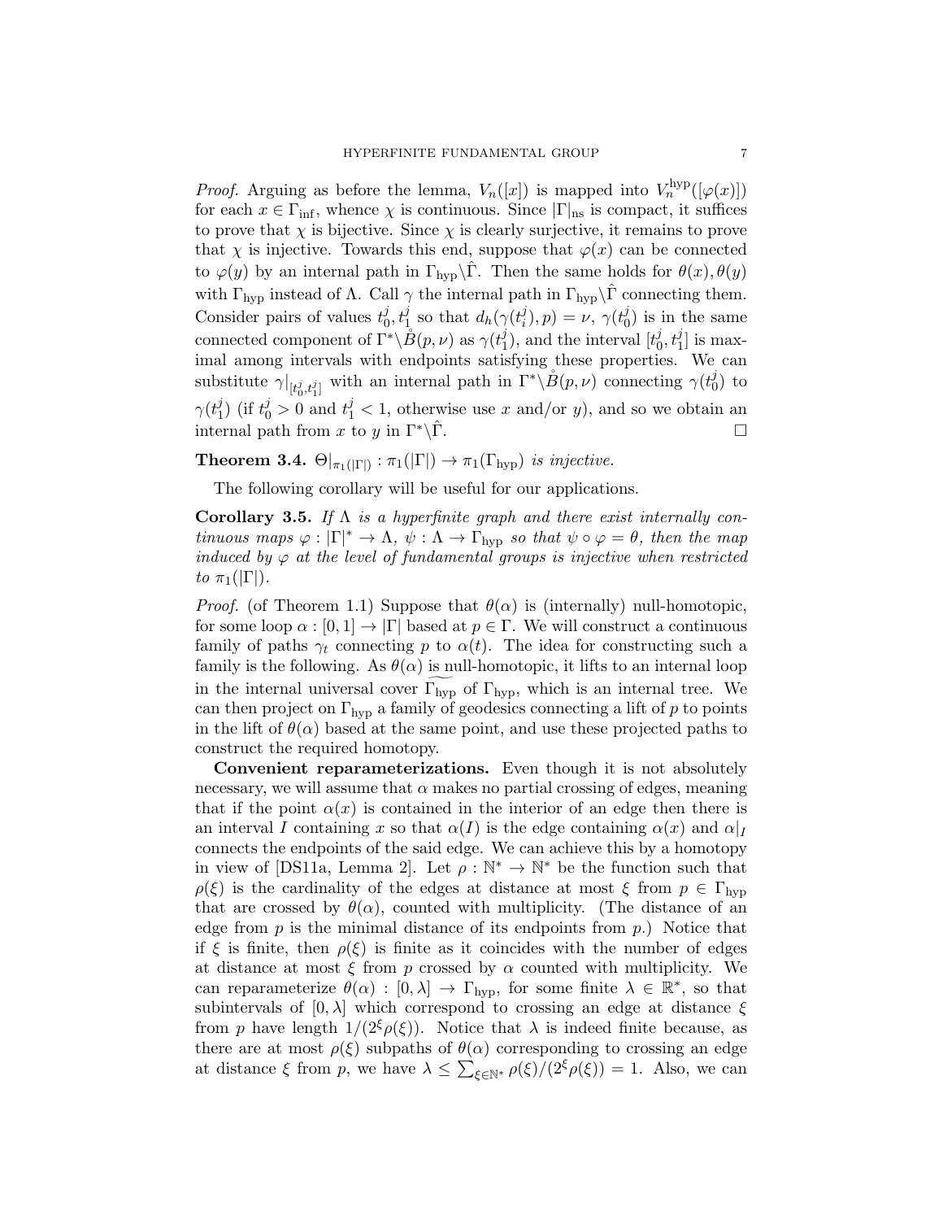*Proof.* Arguing as before the lemma, $V_n([x])$ is mapped into $V_n^{\rm hyp}([\varphi(x)])$ for each $x \in \Gamma_{\rm inf}$, whence $\chi$ is continuous. Since $|\Gamma|_{\rm ns}$ is compact, it suffices to prove that $\chi$ is bijective. Since $\chi$ is clearly surjective, it remains to prove that $\chi$ is injective. Towards this end, suppose that $\varphi(x)$ can be connected to $\varphi(y)$ by an internal path in $\Gamma_{\rm hyp}\backslash\hat{\Gamma}$. Then the same holds for $\theta(x), \theta(y)$ with $\Gamma_{\rm hyp}$ instead of $\Lambda$. Call $\gamma$ the internal path in $\Gamma_{\rm hyp}\backslash\hat{\Gamma}$ connecting them. Consider pairs of values $t_0^j, t_1^j$ so that $d_h(\gamma(t_i^j), p) = \nu$, $\gamma(t_0^j)$ is in the same connected component of $\Gamma^*\backslash\mathring{B}(p,\nu)$ as $\gamma(t_1^j)$, and the interval $[t_0^j, t_1^j]$ is maximal among intervals with endpoints satisfying these properties. We can substitute $\gamma|_{[t_0^j,t_1^j]}$ with an internal path in $\Gamma^*\backslash\mathring{B}(p,\nu)$ connecting $\gamma(t_0^j)$ to $\gamma(t_1^j)$ (if $t_0^j > 0$ and $t_1^j < 1$, otherwise use $x$ and/or $y$), and so we obtain an internal path from $x$ to $y$ in $\Gamma^*\backslash\hat{\Gamma}$. $\square$

**Theorem 3.4.** *$\Theta|_{\pi_1(|\Gamma|)} : \pi_1(|\Gamma|) \to \pi_1(\Gamma_{\rm hyp})$ is injective.*

The following corollary will be useful for our applications.

**Corollary 3.5.** *If $\Lambda$ is a hyperfinite graph and there exist internally continuous maps $\varphi : |\Gamma|^* \to \Lambda$, $\psi : \Lambda \to \Gamma_{\rm hyp}$ so that $\psi \circ \varphi = \theta$, then the map induced by $\varphi$ at the level of fundamental groups is injective when restricted to $\pi_1(|\Gamma|)$.*

*Proof.* (of Theorem 1.1) Suppose that $\theta(\alpha)$ is (internally) null-homotopic, for some loop $\alpha : [0,1] \to |\Gamma|$ based at $p \in \Gamma$. We will construct a continuous family of paths $\gamma_t$ connecting $p$ to $\alpha(t)$. The idea for constructing such a family is the following. As $\theta(\alpha)$ is null-homotopic, it lifts to an internal loop in the internal universal cover $\widetilde{\Gamma_{\rm hyp}}$ of $\Gamma_{\rm hyp}$, which is an internal tree. We can then project on $\Gamma_{\rm hyp}$ a family of geodesics connecting a lift of $p$ to points in the lift of $\theta(\alpha)$ based at the same point, and use these projected paths to construct the required homotopy.

**Convenient reparameterizations.** Even though it is not absolutely necessary, we will assume that $\alpha$ makes no partial crossing of edges, meaning that if the point $\alpha(x)$ is contained in the interior of an edge then there is an interval $I$ containing $x$ so that $\alpha(I)$ is the edge containing $\alpha(x)$ and $\alpha|_I$ connects the endpoints of the said edge. We can achieve this by a homotopy in view of [DS11a, Lemma 2]. Let $\rho : \mathbb{N}^* \to \mathbb{N}^*$ be the function such that $\rho(\xi)$ is the cardinality of the edges at distance at most $\xi$ from $p \in \Gamma_{\rm hyp}$ that are crossed by $\theta(\alpha)$, counted with multiplicity. (The distance of an edge from $p$ is the minimal distance of its endpoints from $p$.) Notice that if $\xi$ is finite, then $\rho(\xi)$ is finite as it coincides with the number of edges at distance at most $\xi$ from $p$ crossed by $\alpha$ counted with multiplicity. We can reparameterize $\theta(\alpha) : [0,\lambda] \to \Gamma_{\rm hyp}$, for some finite $\lambda \in \mathbb{R}^*$, so that subintervals of $[0,\lambda]$ which correspond to crossing an edge at distance $\xi$ from $p$ have length $1/(2^\xi\rho(\xi))$. Notice that $\lambda$ is indeed finite because, as there are at most $\rho(\xi)$ subpaths of $\theta(\alpha)$ corresponding to crossing an edge at distance $\xi$ from $p$, we have $\lambda \leq \sum_{\xi\in\mathbb{N}^*} \rho(\xi)/(2^\xi\rho(\xi)) = 1$. Also, we can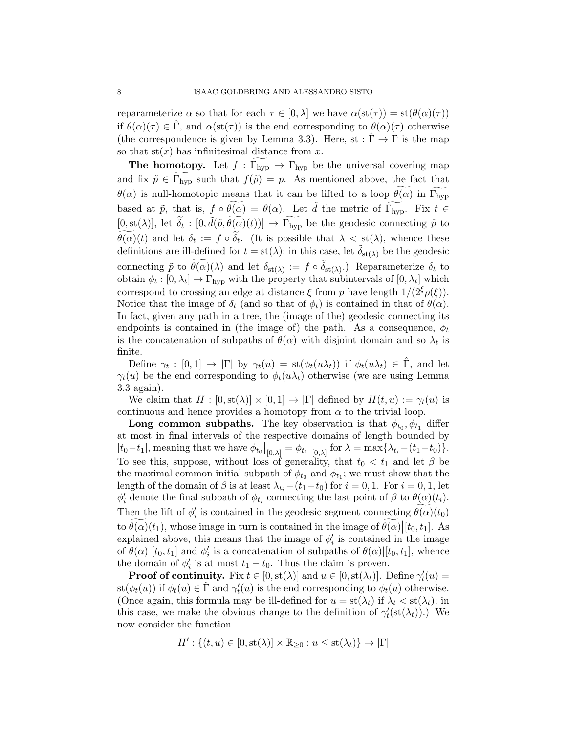reparameterize $\alpha$ so that for each $\tau \in [0, \lambda]$ we have $\alpha(\mathrm{st}(\tau)) = \mathrm{st}(\theta(\alpha)(\tau))$ if $\theta(\alpha)(\tau) \in \hat{\Gamma}$, and $\alpha(\mathrm{st}(\tau))$ is the end corresponding to $\theta(\alpha)(\tau)$ otherwise (the correspondence is given by Lemma 3.3). Here, $\mathrm{st} : \hat{\Gamma} \to \Gamma$ is the map so that $\mathrm{st}(x)$ has infinitesimal distance from $x$.

**The homotopy.** Let $f : \widetilde{\Gamma_{\mathrm{hyp}}} \to \Gamma_{\mathrm{hyp}}$ be the universal covering map and fix $\tilde{p} \in \widetilde{\Gamma_{\mathrm{hyp}}}$ such that $f(\tilde{p}) = p$. As mentioned above, the fact that $\theta(\alpha)$ is null-homotopic means that it can be lifted to a loop $\widetilde{\theta(\alpha)}$ in $\widetilde{\Gamma_{\mathrm{hyp}}}$ based at $\tilde{p}$, that is, $f \circ \widetilde{\theta(\alpha)} = \theta(\alpha)$. Let $\tilde{d}$ the metric of $\widetilde{\Gamma_{\mathrm{hyp}}}$. Fix $t \in [0, \mathrm{st}(\lambda)]$, let $\widetilde{\delta_t} : [0, \tilde{d}(\tilde{p}, \widetilde{\theta(\alpha)}(t))] \to \widetilde{\Gamma_{\mathrm{hyp}}}$ be the geodesic connecting $\tilde{p}$ to $\widetilde{\theta(\alpha)}(t)$ and let $\delta_t := f \circ \widetilde{\delta_t}$. (It is possible that $\lambda < \mathrm{st}(\lambda)$, whence these definitions are ill-defined for $t = \mathrm{st}(\lambda)$; in this case, let $\tilde{\delta}_{\mathrm{st}(\lambda)}$ be the geodesic connecting $\tilde{p}$ to $\widetilde{\theta(\alpha)}(\lambda)$ and let $\delta_{\mathrm{st}(\lambda)} := f \circ \tilde{\delta}_{\mathrm{st}(\lambda)}$.) Reparameterize $\delta_t$ to obtain $\phi_t : [0, \lambda_t] \to \Gamma_{\mathrm{hyp}}$ with the property that subintervals of $[0, \lambda_t]$ which correspond to crossing an edge at distance $\xi$ from $p$ have length $1/(2^\xi \rho(\xi))$. Notice that the image of $\delta_t$ (and so that of $\phi_t$) is contained in that of $\theta(\alpha)$. In fact, given any path in a tree, the (image of the) geodesic connecting its endpoints is contained in (the image of) the path. As a consequence, $\phi_t$ is the concatenation of subpaths of $\theta(\alpha)$ with disjoint domain and so $\lambda_t$ is finite.

Define $\gamma_t : [0, 1] \to |\Gamma|$ by $\gamma_t(u) = \mathrm{st}(\phi_t(u\lambda_t))$ if $\phi_t(u\lambda_t) \in \hat{\Gamma}$, and let $\gamma_t(u)$ be the end corresponding to $\phi_t(u\lambda_t)$ otherwise (we are using Lemma 3.3 again).

We claim that $H : [0, \mathrm{st}(\lambda)] \times [0, 1] \to |\Gamma|$ defined by $H(t, u) := \gamma_t(u)$ is continuous and hence provides a homotopy from $\alpha$ to the trivial loop.

**Long common subpaths.** The key observation is that $\phi_{t_0}, \phi_{t_1}$ differ at most in final intervals of the respective domains of length bounded by $|t_0 - t_1|$, meaning that we have $\phi_{t_0}\big|_{[0,\lambda]} = \phi_{t_1}\big|_{[0,\lambda]}$ for $\lambda = \max\{\lambda_{t_i} - (t_1 - t_0)\}$. To see this, suppose, without loss of generality, that $t_0 < t_1$ and let $\beta$ be the maximal common initial subpath of $\phi_{t_0}$ and $\phi_{t_1}$; we must show that the length of the domain of $\beta$ is at least $\lambda_{t_i} - (t_1 - t_0)$ for $i = 0, 1$. For $i = 0, 1$, let $\phi'_i$ denote the final subpath of $\phi_{t_i}$ connecting the last point of $\beta$ to $\widetilde{\theta(\alpha)}(t_i)$. Then the lift of $\phi'_i$ is contained in the geodesic segment connecting $\widetilde{\theta(\alpha)}(t_0)$ to $\widetilde{\theta(\alpha)}(t_1)$, whose image in turn is contained in the image of $\widetilde{\theta(\alpha)}\big|[t_0, t_1]$. As explained above, this means that the image of $\phi'_i$ is contained in the image of $\theta(\alpha)\big|[t_0, t_1]$ and $\phi'_i$ is a concatenation of subpaths of $\theta(\alpha)|[t_0, t_1]$, whence the domain of $\phi'_i$ is at most $t_1 - t_0$. Thus the claim is proven.

**Proof of continuity.** Fix $t \in [0, \mathrm{st}(\lambda)]$ and $u \in [0, \mathrm{st}(\lambda_t)]$. Define $\gamma'_t(u) = \mathrm{st}(\phi_t(u))$ if $\phi_t(u) \in \hat{\Gamma}$ and $\gamma'_t(u)$ is the end corresponding to $\phi_t(u)$ otherwise. (Once again, this formula may be ill-defined for $u = \mathrm{st}(\lambda_t)$ if $\lambda_t < \mathrm{st}(\lambda_t)$; in this case, we make the obvious change to the definition of $\gamma'_t(\mathrm{st}(\lambda_t))$.) We now consider the function

$$H' : \{(t, u) \in [0, \mathrm{st}(\lambda)] \times \mathbb{R}_{\geq 0} : u \leq \mathrm{st}(\lambda_t)\} \to |\Gamma|$$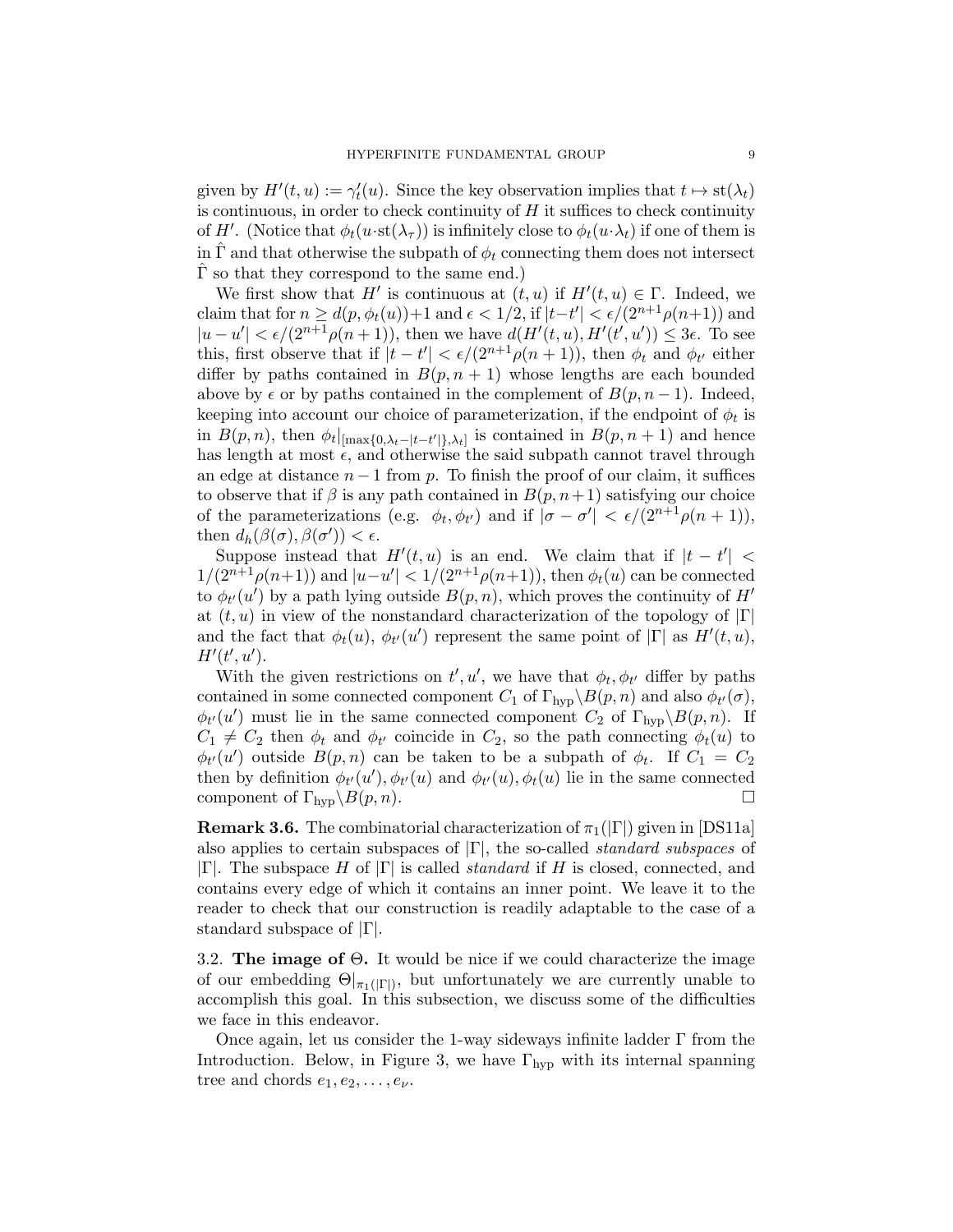given by $H'(t,u) := \gamma'_t(u)$. Since the key observation implies that $t \mapsto \mathrm{st}(\lambda_t)$ is continuous, in order to check continuity of $H$ it suffices to check continuity of $H'$. (Notice that $\phi_t(u \cdot \mathrm{st}(\lambda_\tau))$ is infinitely close to $\phi_t(u \cdot \lambda_t)$ if one of them is in $\hat{\Gamma}$ and that otherwise the subpath of $\phi_t$ connecting them does not intersect $\hat{\Gamma}$ so that they correspond to the same end.)

We first show that $H'$ is continuous at $(t,u)$ if $H'(t,u) \in \Gamma$. Indeed, we claim that for $n \geq d(p, \phi_t(u))+1$ and $\epsilon < 1/2$, if $|t-t'| < \epsilon/(2^{n+1}\rho(n+1))$ and $|u-u'| < \epsilon/(2^{n+1}\rho(n+1))$, then we have $d(H'(t,u), H'(t',u')) \leq 3\epsilon$. To see this, first observe that if $|t-t'| < \epsilon/(2^{n+1}\rho(n+1))$, then $\phi_t$ and $\phi_{t'}$ either differ by paths contained in $B(p, n+1)$ whose lengths are each bounded above by $\epsilon$ or by paths contained in the complement of $B(p, n-1)$. Indeed, keeping into account our choice of parameterization, if the endpoint of $\phi_t$ is in $B(p,n)$, then $\phi_t|_{[\max\{0, \lambda_t - |t-t'|\}, \lambda_t]}$ is contained in $B(p, n+1)$ and hence has length at most $\epsilon$, and otherwise the said subpath cannot travel through an edge at distance $n-1$ from $p$. To finish the proof of our claim, it suffices to observe that if $\beta$ is any path contained in $B(p, n+1)$ satisfying our choice of the parameterizations (e.g. $\phi_t, \phi_{t'}$) and if $|\sigma - \sigma'| < \epsilon/(2^{n+1}\rho(n+1))$, then $d_h(\beta(\sigma), \beta(\sigma')) < \epsilon$.

Suppose instead that $H'(t,u)$ is an end. We claim that if $|t-t'| < 1/(2^{n+1}\rho(n+1))$ and $|u-u'| < 1/(2^{n+1}\rho(n+1))$, then $\phi_t(u)$ can be connected to $\phi_{t'}(u')$ by a path lying outside $B(p,n)$, which proves the continuity of $H'$ at $(t,u)$ in view of the nonstandard characterization of the topology of $|\Gamma|$ and the fact that $\phi_t(u)$, $\phi_{t'}(u')$ represent the same point of $|\Gamma|$ as $H'(t,u)$, $H'(t',u')$.

With the given restrictions on $t', u'$, we have that $\phi_t, \phi_{t'}$ differ by paths contained in some connected component $C_1$ of $\Gamma_{\mathrm{hyp}} \backslash B(p,n)$ and also $\phi_{t'}(\sigma)$, $\phi_{t'}(u')$ must lie in the same connected component $C_2$ of $\Gamma_{\mathrm{hyp}} \backslash B(p,n)$. If $C_1 \neq C_2$ then $\phi_t$ and $\phi_{t'}$ coincide in $C_2$, so the path connecting $\phi_t(u)$ to $\phi_{t'}(u')$ outside $B(p,n)$ can be taken to be a subpath of $\phi_t$. If $C_1 = C_2$ then by definition $\phi_{t'}(u'), \phi_{t'}(u)$ and $\phi_{t'}(u), \phi_t(u)$ lie in the same connected component of $\Gamma_{\mathrm{hyp}} \backslash B(p,n)$. □

**Remark 3.6.** The combinatorial characterization of $\pi_1(|\Gamma|)$ given in [DS11a] also applies to certain subspaces of $|\Gamma|$, the so-called *standard subspaces* of $|\Gamma|$. The subspace $H$ of $|\Gamma|$ is called *standard* if $H$ is closed, connected, and contains every edge of which it contains an inner point. We leave it to the reader to check that our construction is readily adaptable to the case of a standard subspace of $|\Gamma|$.

3.2. **The image of $\Theta$.** It would be nice if we could characterize the image of our embedding $\Theta|_{\pi_1(|\Gamma|)}$, but unfortunately we are currently unable to accomplish this goal. In this subsection, we discuss some of the difficulties we face in this endeavor.

Once again, let us consider the 1-way sideways infinite ladder $\Gamma$ from the Introduction. Below, in Figure 3, we have $\Gamma_{\mathrm{hyp}}$ with its internal spanning tree and chords $e_1, e_2, \ldots, e_\nu$.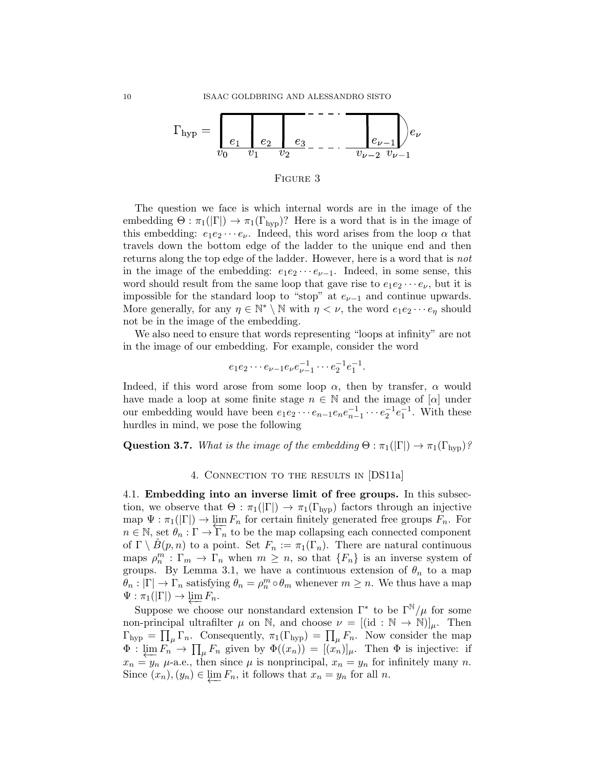$\Gamma_{\text{hyp}} =$ [figure: ladder with rungs $e_1, e_2, e_3, \ldots, e_{\nu-1}$, closing edge $e_\nu$, vertices $v_0, v_1, v_2, \ldots, v_{\nu-2}, v_{\nu-1}$]

Figure 3

The question we face is which internal words are in the image of the embedding $\Theta : \pi_1(|\Gamma|) \to \pi_1(\Gamma_{\text{hyp}})$? Here is a word that is in the image of this embedding: $e_1 e_2 \cdots e_\nu$. Indeed, this word arises from the loop $\alpha$ that travels down the bottom edge of the ladder to the unique end and then returns along the top edge of the ladder. However, here is a word that is *not* in the image of the embedding: $e_1 e_2 \cdots e_{\nu-1}$. Indeed, in some sense, this word should result from the same loop that gave rise to $e_1 e_2 \cdots e_\nu$, but it is impossible for the standard loop to "stop" at $e_{\nu-1}$ and continue upwards. More generally, for any $\eta \in \mathbb{N}^* \setminus \mathbb{N}$ with $\eta < \nu$, the word $e_1 e_2 \cdots e_\eta$ should not be in the image of the embedding.

We also need to ensure that words representing "loops at infinity" are not in the image of our embedding. For example, consider the word

$$e_1 e_2 \cdots e_{\nu-1} e_\nu e_{\nu-1}^{-1} \cdots e_2^{-1} e_1^{-1}.$$

Indeed, if this word arose from some loop $\alpha$, then by transfer, $\alpha$ would have made a loop at some finite stage $n \in \mathbb{N}$ and the image of $[\alpha]$ under our embedding would have been $e_1 e_2 \cdots e_{n-1} e_n e_{n-1}^{-1} \cdots e_2^{-1} e_1^{-1}$. With these hurdles in mind, we pose the following

**Question 3.7.** *What is the image of the embedding $\Theta : \pi_1(|\Gamma|) \to \pi_1(\Gamma_{\text{hyp}})$?*

## 4. Connection to the results in [DS11a]

**4.1. Embedding into an inverse limit of free groups.** In this subsection, we observe that $\Theta : \pi_1(|\Gamma|) \to \pi_1(\Gamma_{\text{hyp}})$ factors through an injective map $\Psi : \pi_1(|\Gamma|) \to \varprojlim F_n$ for certain finitely generated free groups $F_n$. For $n \in \mathbb{N}$, set $\theta_n : \Gamma \to \Gamma_n$ to be the map collapsing each connected component of $\Gamma \setminus \mathring{B}(p, n)$ to a point. Set $F_n := \pi_1(\Gamma_n)$. There are natural continuous maps $\rho_n^m : \Gamma_m \to \Gamma_n$ when $m \geq n$, so that $\{F_n\}$ is an inverse system of groups. By Lemma 3.1, we have a continuous extension of $\theta_n$ to a map $\theta_n : |\Gamma| \to \Gamma_n$ satisfying $\theta_n = \rho_n^m \circ \theta_m$ whenever $m \geq n$. We thus have a map $\Psi : \pi_1(|\Gamma|) \to \varprojlim F_n$.

Suppose we choose our nonstandard extension $\Gamma^*$ to be $\Gamma^{\mathbb{N}}/\mu$ for some non-principal ultrafilter $\mu$ on $\mathbb{N}$, and choose $\nu = [(\text{id} : \mathbb{N} \to \mathbb{N})]_\mu$. Then $\Gamma_{\text{hyp}} = \prod_\mu \Gamma_n$. Consequently, $\pi_1(\Gamma_{\text{hyp}}) = \prod_\mu F_n$. Now consider the map $\Phi : \varprojlim F_n \to \prod_\mu F_n$ given by $\Phi((x_n)) = [(x_n)]_\mu$. Then $\Phi$ is injective: if $x_n = y_n$ $\mu$-a.e., then since $\mu$ is nonprincipal, $x_n = y_n$ for infinitely many $n$. Since $(x_n), (y_n) \in \varprojlim F_n$, it follows that $x_n = y_n$ for all $n$.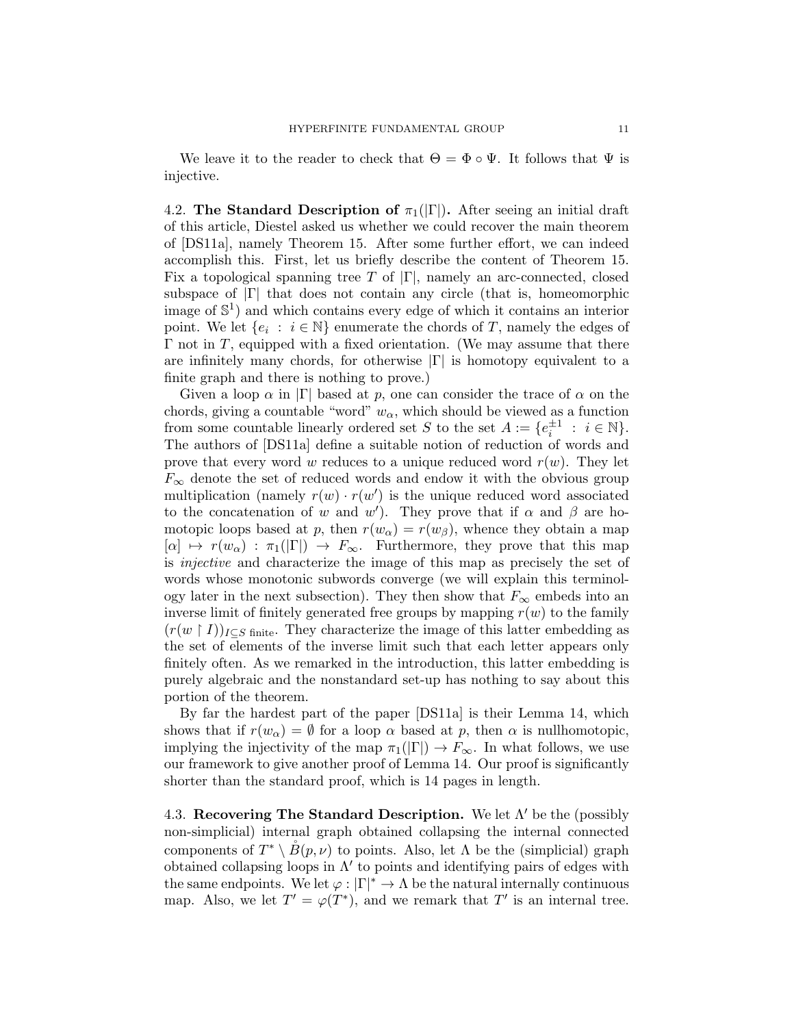We leave it to the reader to check that $\Theta = \Phi \circ \Psi$. It follows that $\Psi$ is injective.

### 4.2. The Standard Description of $\pi_1(|\Gamma|)$.

After seeing an initial draft of this article, Diestel asked us whether we could recover the main theorem of [DS11a], namely Theorem 15. After some further effort, we can indeed accomplish this. First, let us briefly describe the content of Theorem 15. Fix a topological spanning tree $T$ of $|\Gamma|$, namely an arc-connected, closed subspace of $|\Gamma|$ that does not contain any circle (that is, homeomorphic image of $\mathbb{S}^1$) and which contains every edge of which it contains an interior point. We let $\{e_i : i \in \mathbb{N}\}$ enumerate the chords of $T$, namely the edges of $\Gamma$ not in $T$, equipped with a fixed orientation. (We may assume that there are infinitely many chords, for otherwise $|\Gamma|$ is homotopy equivalent to a finite graph and there is nothing to prove.)

Given a loop $\alpha$ in $|\Gamma|$ based at $p$, one can consider the trace of $\alpha$ on the chords, giving a countable "word" $w_\alpha$, which should be viewed as a function from some countable linearly ordered set $S$ to the set $A := \{e_i^{\pm 1} : i \in \mathbb{N}\}$. The authors of [DS11a] define a suitable notion of reduction of words and prove that every word $w$ reduces to a unique reduced word $r(w)$. They let $F_\infty$ denote the set of reduced words and endow it with the obvious group multiplication (namely $r(w) \cdot r(w')$ is the unique reduced word associated to the concatenation of $w$ and $w'$). They prove that if $\alpha$ and $\beta$ are homotopic loops based at $p$, then $r(w_\alpha) = r(w_\beta)$, whence they obtain a map $[\alpha] \mapsto r(w_\alpha) : \pi_1(|\Gamma|) \to F_\infty$. Furthermore, they prove that this map is *injective* and characterize the image of this map as precisely the set of words whose monotonic subwords converge (we will explain this terminology later in the next subsection). They then show that $F_\infty$ embeds into an inverse limit of finitely generated free groups by mapping $r(w)$ to the family $(r(w \restriction I))_{I \subseteq S \text{ finite}}$. They characterize the image of this latter embedding as the set of elements of the inverse limit such that each letter appears only finitely often. As we remarked in the introduction, this latter embedding is purely algebraic and the nonstandard set-up has nothing to say about this portion of the theorem.

By far the hardest part of the paper [DS11a] is their Lemma 14, which shows that if $r(w_\alpha) = \emptyset$ for a loop $\alpha$ based at $p$, then $\alpha$ is nullhomotopic, implying the injectivity of the map $\pi_1(|\Gamma|) \to F_\infty$. In what follows, we use our framework to give another proof of Lemma 14. Our proof is significantly shorter than the standard proof, which is 14 pages in length.

### 4.3. Recovering The Standard Description.

We let $\Lambda'$ be the (possibly non-simplicial) internal graph obtained collapsing the internal connected components of $T^* \setminus \mathring{B}(p, \nu)$ to points. Also, let $\Lambda$ be the (simplicial) graph obtained collapsing loops in $\Lambda'$ to points and identifying pairs of edges with the same endpoints. We let $\varphi : |\Gamma|^* \to \Lambda$ be the natural internally continuous map. Also, we let $T' = \varphi(T^*)$, and we remark that $T'$ is an internal tree.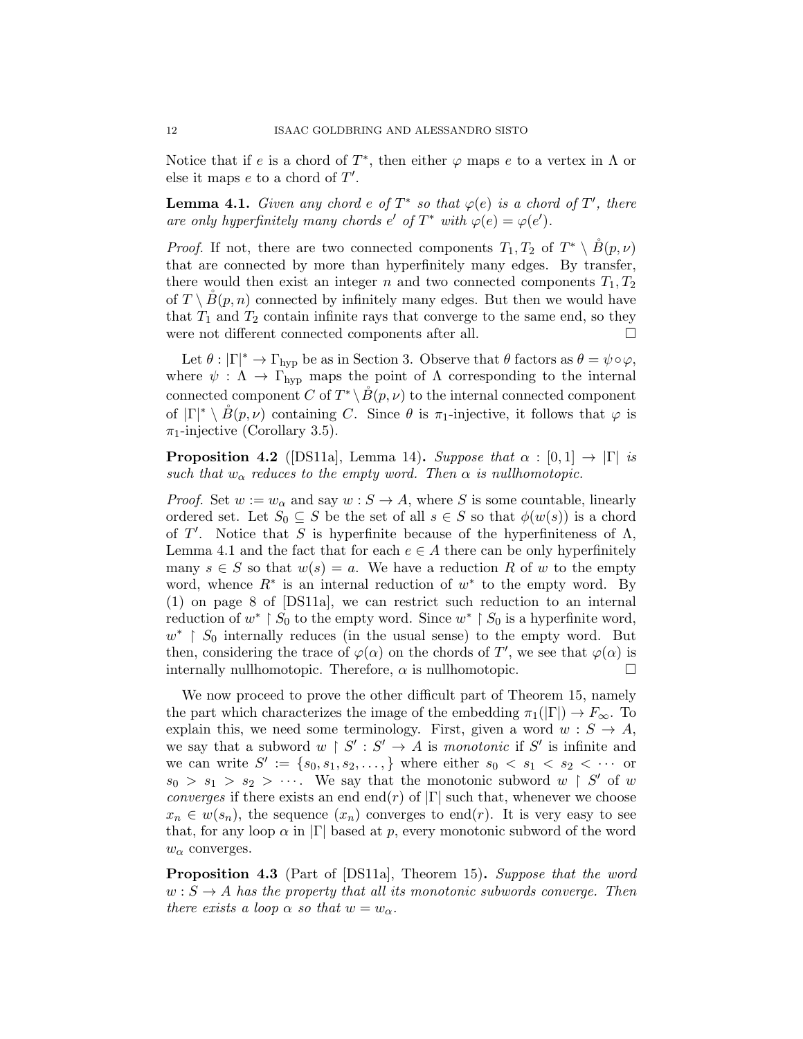Notice that if $e$ is a chord of $T^*$, then either $\varphi$ maps $e$ to a vertex in $\Lambda$ or else it maps $e$ to a chord of $T'$.

**Lemma 4.1.** *Given any chord $e$ of $T^*$ so that $\varphi(e)$ is a chord of $T'$, there are only hyperfinitely many chords $e'$ of $T^*$ with $\varphi(e) = \varphi(e')$.*

*Proof.* If not, there are two connected components $T_1, T_2$ of $T^* \setminus \mathring{B}(p, \nu)$ that are connected by more than hyperfinitely many edges. By transfer, there would then exist an integer $n$ and two connected components $T_1, T_2$ of $T \setminus \mathring{B}(p, n)$ connected by infinitely many edges. But then we would have that $T_1$ and $T_2$ contain infinite rays that converge to the same end, so they were not different connected components after all. $\square$

Let $\theta : |\Gamma|^* \to \Gamma_{\text{hyp}}$ be as in Section 3. Observe that $\theta$ factors as $\theta = \psi \circ \varphi$, where $\psi : \Lambda \to \Gamma_{\text{hyp}}$ maps the point of $\Lambda$ corresponding to the internal connected component $C$ of $T^* \setminus \mathring{B}(p, \nu)$ to the internal connected component of $|\Gamma|^* \setminus \mathring{B}(p, \nu)$ containing $C$. Since $\theta$ is $\pi_1$-injective, it follows that $\varphi$ is $\pi_1$-injective (Corollary 3.5).

**Proposition 4.2** ([DS11a], Lemma 14)**.** *Suppose that $\alpha : [0, 1] \to |\Gamma|$ is such that $w_\alpha$ reduces to the empty word. Then $\alpha$ is nullhomotopic.*

*Proof.* Set $w := w_\alpha$ and say $w : S \to A$, where $S$ is some countable, linearly ordered set. Let $S_0 \subseteq S$ be the set of all $s \in S$ so that $\phi(w(s))$ is a chord of $T'$. Notice that $S$ is hyperfinite because of the hyperfiniteness of $\Lambda$, Lemma 4.1 and the fact that for each $e \in A$ there can be only hyperfinitely many $s \in S$ so that $w(s) = a$. We have a reduction $R$ of $w$ to the empty word, whence $R^*$ is an internal reduction of $w^*$ to the empty word. By (1) on page 8 of [DS11a], we can restrict such reduction to an internal reduction of $w^* \upharpoonright S_0$ to the empty word. Since $w^* \upharpoonright S_0$ is a hyperfinite word, $w^* \upharpoonright S_0$ internally reduces (in the usual sense) to the empty word. But then, considering the trace of $\varphi(\alpha)$ on the chords of $T'$, we see that $\varphi(\alpha)$ is internally nullhomotopic. Therefore, $\alpha$ is nullhomotopic. $\square$

We now proceed to prove the other difficult part of Theorem 15, namely the part which characterizes the image of the embedding $\pi_1(|\Gamma|) \to F_\infty$. To explain this, we need some terminology. First, given a word $w : S \to A$, we say that a subword $w \upharpoonright S' : S' \to A$ is *monotonic* if $S'$ is infinite and we can write $S' := \{s_0, s_1, s_2, \dots, \}$ where either $s_0 < s_1 < s_2 < \cdots$ or $s_0 > s_1 > s_2 > \cdots$. We say that the monotonic subword $w \upharpoonright S'$ of $w$ *converges* if there exists an end $\text{end}(r)$ of $|\Gamma|$ such that, whenever we choose $x_n \in w(s_n)$, the sequence $(x_n)$ converges to $\text{end}(r)$. It is very easy to see that, for any loop $\alpha$ in $|\Gamma|$ based at $p$, every monotonic subword of the word $w_\alpha$ converges.

**Proposition 4.3** (Part of [DS11a], Theorem 15)**.** *Suppose that the word $w : S \to A$ has the property that all its monotonic subwords converge. Then there exists a loop $\alpha$ so that $w = w_\alpha$.*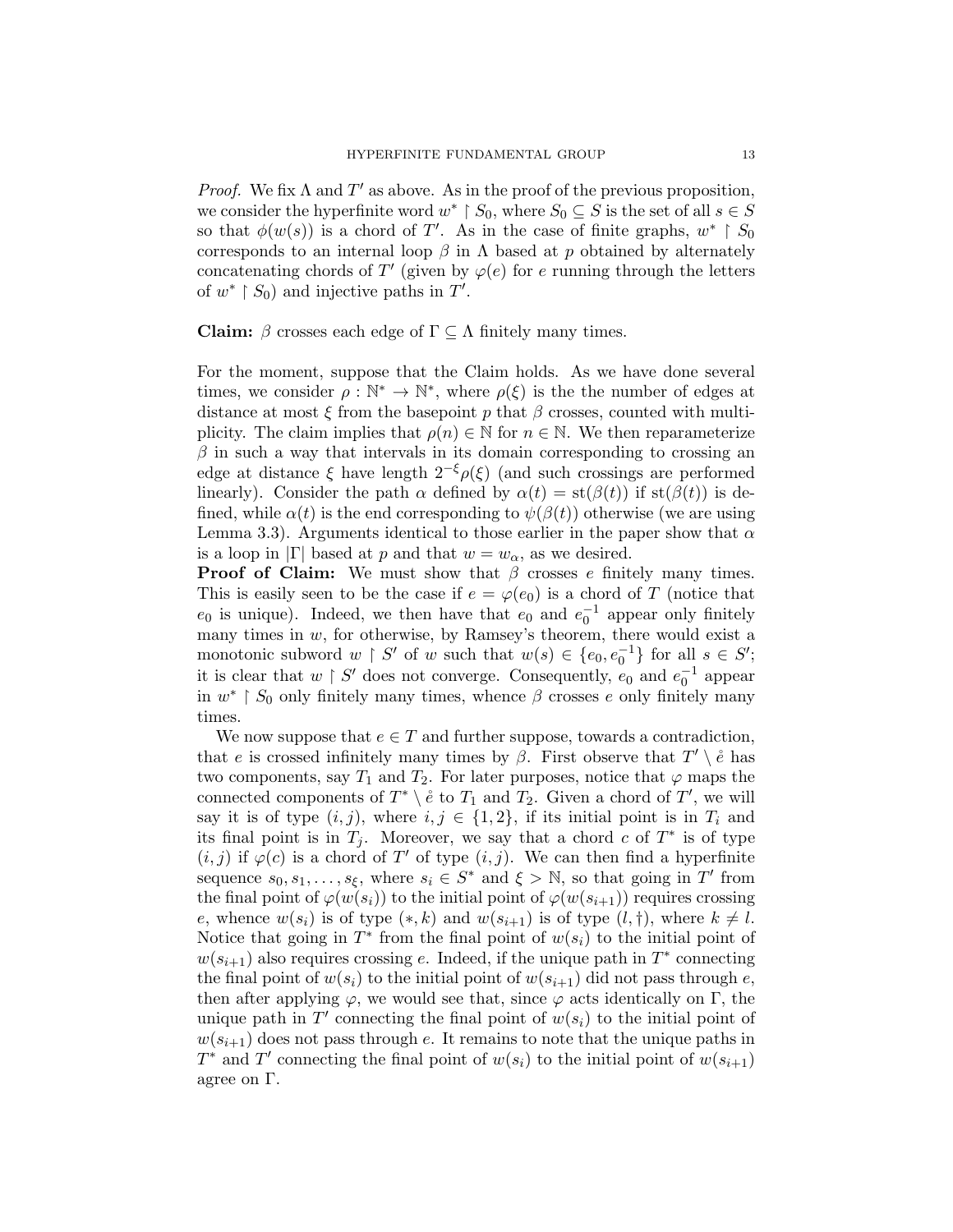*Proof.* We fix $\Lambda$ and $T'$ as above. As in the proof of the previous proposition, we consider the hyperfinite word $w^* \restriction S_0$, where $S_0 \subseteq S$ is the set of all $s \in S$ so that $\phi(w(s))$ is a chord of $T'$. As in the case of finite graphs, $w^* \restriction S_0$ corresponds to an internal loop $\beta$ in $\Lambda$ based at $p$ obtained by alternately concatenating chords of $T'$ (given by $\varphi(e)$ for $e$ running through the letters of $w^* \restriction S_0$) and injective paths in $T'$.

**Claim:** $\beta$ crosses each edge of $\Gamma \subseteq \Lambda$ finitely many times.

For the moment, suppose that the Claim holds. As we have done several times, we consider $\rho : \mathbb{N}^* \to \mathbb{N}^*$, where $\rho(\xi)$ is the the number of edges at distance at most $\xi$ from the basepoint $p$ that $\beta$ crosses, counted with multiplicity. The claim implies that $\rho(n) \in \mathbb{N}$ for $n \in \mathbb{N}$. We then reparameterize $\beta$ in such a way that intervals in its domain corresponding to crossing an edge at distance $\xi$ have length $2^{-\xi}\rho(\xi)$ (and such crossings are performed linearly). Consider the path $\alpha$ defined by $\alpha(t) = \mathrm{st}(\beta(t))$ if $\mathrm{st}(\beta(t))$ is defined, while $\alpha(t)$ is the end corresponding to $\psi(\beta(t))$ otherwise (we are using Lemma 3.3). Arguments identical to those earlier in the paper show that $\alpha$ is a loop in $|\Gamma|$ based at $p$ and that $w = w_\alpha$, as we desired.

**Proof of Claim:** We must show that $\beta$ crosses $e$ finitely many times. This is easily seen to be the case if $e = \varphi(e_0)$ is a chord of $T$ (notice that $e_0$ is unique). Indeed, we then have that $e_0$ and $e_0^{-1}$ appear only finitely many times in $w$, for otherwise, by Ramsey's theorem, there would exist a monotonic subword $w \restriction S'$ of $w$ such that $w(s) \in \{e_0, e_0^{-1}\}$ for all $s \in S'$; it is clear that $w \restriction S'$ does not converge. Consequently, $e_0$ and $e_0^{-1}$ appear in $w^* \restriction S_0$ only finitely many times, whence $\beta$ crosses $e$ only finitely many times.

We now suppose that $e \in T$ and further suppose, towards a contradiction, that $e$ is crossed infinitely many times by $\beta$. First observe that $T' \setminus \mathring{e}$ has two components, say $T_1$ and $T_2$. For later purposes, notice that $\varphi$ maps the connected components of $T^* \setminus \mathring{e}$ to $T_1$ and $T_2$. Given a chord of $T'$, we will say it is of type $(i, j)$, where $i, j \in \{1, 2\}$, if its initial point is in $T_i$ and its final point is in $T_j$. Moreover, we say that a chord $c$ of $T^*$ is of type $(i, j)$ if $\varphi(c)$ is a chord of $T'$ of type $(i, j)$. We can then find a hyperfinite sequence $s_0, s_1, \ldots, s_\xi$, where $s_i \in S^*$ and $\xi > \mathbb{N}$, so that going in $T'$ from the final point of $\varphi(w(s_i))$ to the initial point of $\varphi(w(s_{i+1}))$ requires crossing $e$, whence $w(s_i)$ is of type $(*, k)$ and $w(s_{i+1})$ is of type $(l, \dagger)$, where $k \neq l$. Notice that going in $T^*$ from the final point of $w(s_i)$ to the initial point of $w(s_{i+1})$ also requires crossing $e$. Indeed, if the unique path in $T^*$ connecting the final point of $w(s_i)$ to the initial point of $w(s_{i+1})$ did not pass through $e$, then after applying $\varphi$, we would see that, since $\varphi$ acts identically on $\Gamma$, the unique path in $T'$ connecting the final point of $w(s_i)$ to the initial point of $w(s_{i+1})$ does not pass through $e$. It remains to note that the unique paths in $T^*$ and $T'$ connecting the final point of $w(s_i)$ to the initial point of $w(s_{i+1})$ agree on $\Gamma$.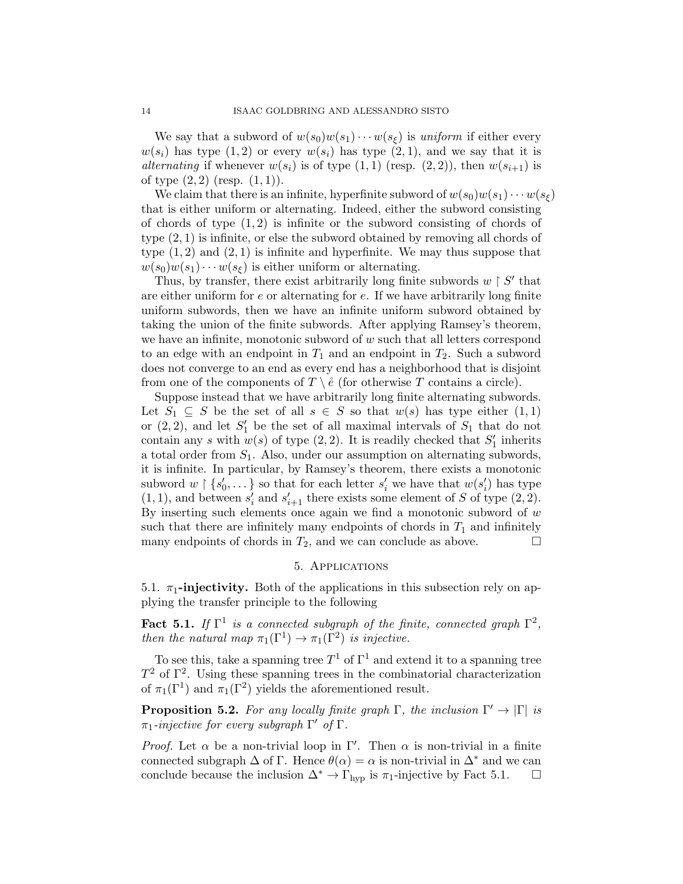We say that a subword of $w(s_0)w(s_1)\cdots w(s_\xi)$ is *uniform* if either every $w(s_i)$ has type $(1,2)$ or every $w(s_i)$ has type $(2,1)$, and we say that it is *alternating* if whenever $w(s_i)$ is of type $(1,1)$ (resp. $(2,2)$), then $w(s_{i+1})$ is of type $(2,2)$ (resp. $(1,1)$).

We claim that there is an infinite, hyperfinite subword of $w(s_0)w(s_1)\cdots w(s_\xi)$ that is either uniform or alternating. Indeed, either the subword consisting of chords of type $(1,2)$ is infinite or the subword consisting of chords of type $(2,1)$ is infinite, or else the subword obtained by removing all chords of type $(1,2)$ and $(2,1)$ is infinite and hyperfinite. We may thus suppose that $w(s_0)w(s_1)\cdots w(s_\xi)$ is either uniform or alternating.

Thus, by transfer, there exist arbitrarily long finite subwords $w \restriction S'$ that are either uniform for $e$ or alternating for $e$. If we have arbitrarily long finite uniform subwords, then we have an infinite uniform subword obtained by taking the union of the finite subwords. After applying Ramsey's theorem, we have an infinite, monotonic subword of $w$ such that all letters correspond to an edge with an endpoint in $T_1$ and an endpoint in $T_2$. Such a subword does not converge to an end as every end has a neighborhood that is disjoint from one of the components of $T \setminus \mathring{e}$ (for otherwise $T$ contains a circle).

Suppose instead that we have arbitrarily long finite alternating subwords. Let $S_1 \subseteq S$ be the set of all $s \in S$ so that $w(s)$ has type either $(1,1)$ or $(2,2)$, and let $S_1'$ be the set of all maximal intervals of $S_1$ that do not contain any $s$ with $w(s)$ of type $(2,2)$. It is readily checked that $S_1'$ inherits a total order from $S_1$. Also, under our assumption on alternating subwords, it is infinite. In particular, by Ramsey's theorem, there exists a monotonic subword $w \restriction \{s_0', \dots\}$ so that for each letter $s_i'$ we have that $w(s_i')$ has type $(1,1)$, and between $s_i'$ and $s_{i+1}'$ there exists some element of $S$ of type $(2,2)$. By inserting such elements once again we find a monotonic subword of $w$ such that there are infinitely many endpoints of chords in $T_1$ and infinitely many endpoints of chords in $T_2$, and we can conclude as above. $\square$

## 5. Applications

### 5.1. $\pi_1$-injectivity.

Both of the applications in this subsection rely on applying the transfer principle to the following

**Fact 5.1.** *If $\Gamma^1$ is a connected subgraph of the finite, connected graph $\Gamma^2$, then the natural map $\pi_1(\Gamma^1) \to \pi_1(\Gamma^2)$ is injective.*

To see this, take a spanning tree $T^1$ of $\Gamma^1$ and extend it to a spanning tree $T^2$ of $\Gamma^2$. Using these spanning trees in the combinatorial characterization of $\pi_1(\Gamma^1)$ and $\pi_1(\Gamma^2)$ yields the aforementioned result.

**Proposition 5.2.** *For any locally finite graph $\Gamma$, the inclusion $\Gamma' \to |\Gamma|$ is $\pi_1$-injective for every subgraph $\Gamma'$ of $\Gamma$.*

*Proof.* Let $\alpha$ be a non-trivial loop in $\Gamma'$. Then $\alpha$ is non-trivial in a finite connected subgraph $\Delta$ of $\Gamma$. Hence $\theta(\alpha) = \alpha$ is non-trivial in $\Delta^*$ and we can conclude because the inclusion $\Delta^* \to \Gamma_{\text{hyp}}$ is $\pi_1$-injective by Fact 5.1. $\square$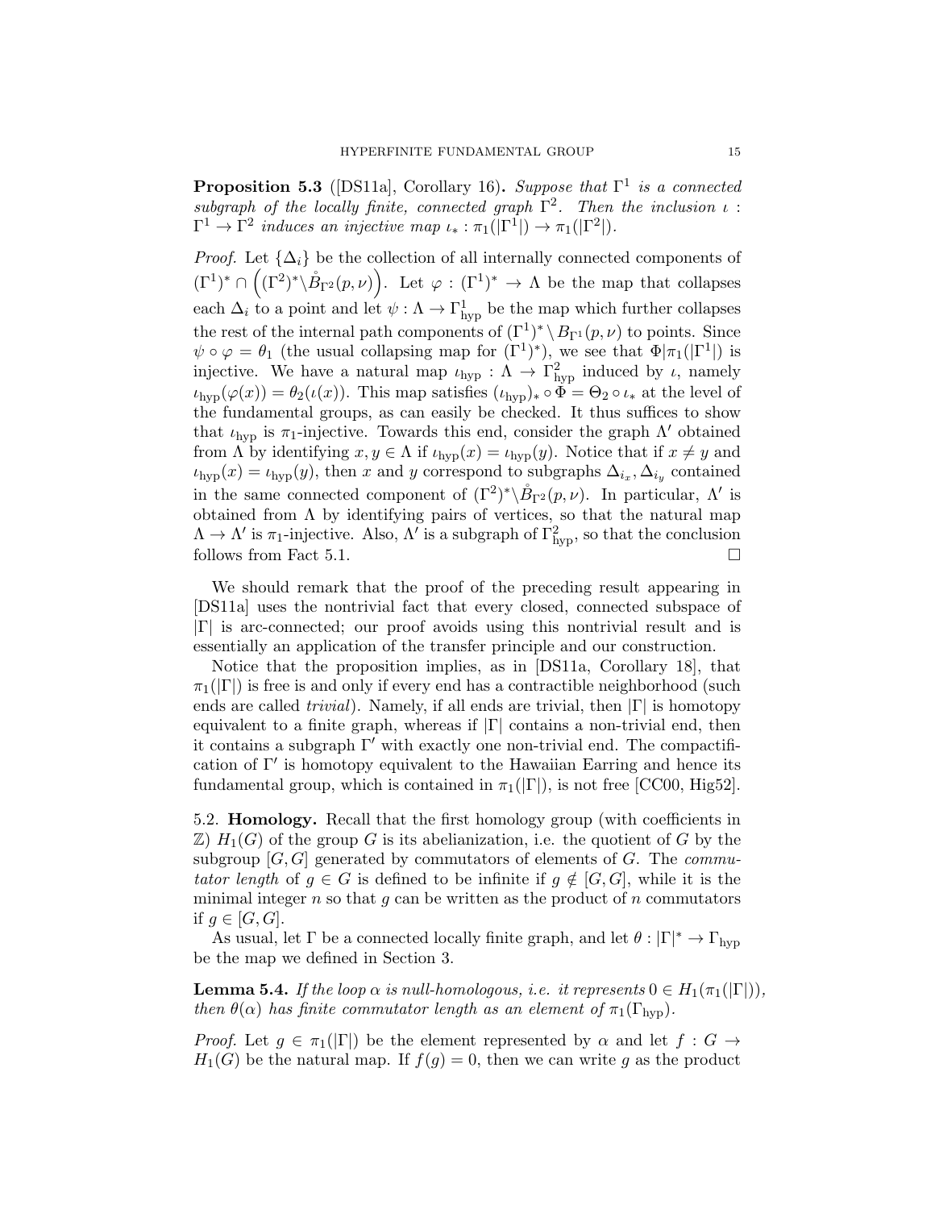**Proposition 5.3** ([DS11a], Corollary 16)**.** *Suppose that $\Gamma^1$ is a connected subgraph of the locally finite, connected graph $\Gamma^2$. Then the inclusion $\iota : \Gamma^1 \to \Gamma^2$ induces an injective map $\iota_* : \pi_1(|\Gamma^1|) \to \pi_1(|\Gamma^2|)$.*

*Proof.* Let $\{\Delta_i\}$ be the collection of all internally connected components of $(\Gamma^1)^* \cap \left((\Gamma^2)^* \setminus \mathring{B}_{\Gamma^2}(p,\nu)\right)$. Let $\varphi : (\Gamma^1)^* \to \Lambda$ be the map that collapses each $\Delta_i$ to a point and let $\psi : \Lambda \to \Gamma^1_{\text{hyp}}$ be the map which further collapses the rest of the internal path components of $(\Gamma^1)^* \setminus B_{\Gamma^1}(p,\nu)$ to points. Since $\psi \circ \varphi = \theta_1$ (the usual collapsing map for $(\Gamma^1)^*$), we see that $\Phi|\pi_1(|\Gamma^1|)$ is injective. We have a natural map $\iota_{\text{hyp}} : \Lambda \to \Gamma^2_{\text{hyp}}$ induced by $\iota$, namely $\iota_{\text{hyp}}(\varphi(x)) = \theta_2(\iota(x))$. This map satisfies $(\iota_{\text{hyp}})_* \circ \Phi = \Theta_2 \circ \iota_*$ at the level of the fundamental groups, as can easily be checked. It thus suffices to show that $\iota_{\text{hyp}}$ is $\pi_1$-injective. Towards this end, consider the graph $\Lambda'$ obtained from $\Lambda$ by identifying $x, y \in \Lambda$ if $\iota_{\text{hyp}}(x) = \iota_{\text{hyp}}(y)$. Notice that if $x \neq y$ and $\iota_{\text{hyp}}(x) = \iota_{\text{hyp}}(y)$, then $x$ and $y$ correspond to subgraphs $\Delta_{i_x}, \Delta_{i_y}$ contained in the same connected component of $(\Gamma^2)^* \setminus \mathring{B}_{\Gamma^2}(p,\nu)$. In particular, $\Lambda'$ is obtained from $\Lambda$ by identifying pairs of vertices, so that the natural map $\Lambda \to \Lambda'$ is $\pi_1$-injective. Also, $\Lambda'$ is a subgraph of $\Gamma^2_{\text{hyp}}$, so that the conclusion follows from Fact 5.1. $\square$

We should remark that the proof of the preceding result appearing in [DS11a] uses the nontrivial fact that every closed, connected subspace of $|\Gamma|$ is arc-connected; our proof avoids using this nontrivial result and is essentially an application of the transfer principle and our construction.

Notice that the proposition implies, as in [DS11a, Corollary 18], that $\pi_1(|\Gamma|)$ is free is and only if every end has a contractible neighborhood (such ends are called *trivial*). Namely, if all ends are trivial, then $|\Gamma|$ is homotopy equivalent to a finite graph, whereas if $|\Gamma|$ contains a non-trivial end, then it contains a subgraph $\Gamma'$ with exactly one non-trivial end. The compactification of $\Gamma'$ is homotopy equivalent to the Hawaiian Earring and hence its fundamental group, which is contained in $\pi_1(|\Gamma|)$, is not free [CC00, Hig52].

## 5.2. **Homology.**

Recall that the first homology group (with coefficients in $\mathbb{Z}$) $H_1(G)$ of the group $G$ is its abelianization, i.e. the quotient of $G$ by the subgroup $[G,G]$ generated by commutators of elements of $G$. The *commutator length* of $g \in G$ is defined to be infinite if $g \notin [G,G]$, while it is the minimal integer $n$ so that $g$ can be written as the product of $n$ commutators if $g \in [G,G]$.

As usual, let $\Gamma$ be a connected locally finite graph, and let $\theta : |\Gamma|^* \to \Gamma_{\text{hyp}}$ be the map we defined in Section 3.

**Lemma 5.4.** *If the loop $\alpha$ is null-homologous, i.e. it represents $0 \in H_1(\pi_1(|\Gamma|))$, then $\theta(\alpha)$ has finite commutator length as an element of $\pi_1(\Gamma_{\text{hyp}})$.*

*Proof.* Let $g \in \pi_1(|\Gamma|)$ be the element represented by $\alpha$ and let $f : G \to H_1(G)$ be the natural map. If $f(g) = 0$, then we can write $g$ as the product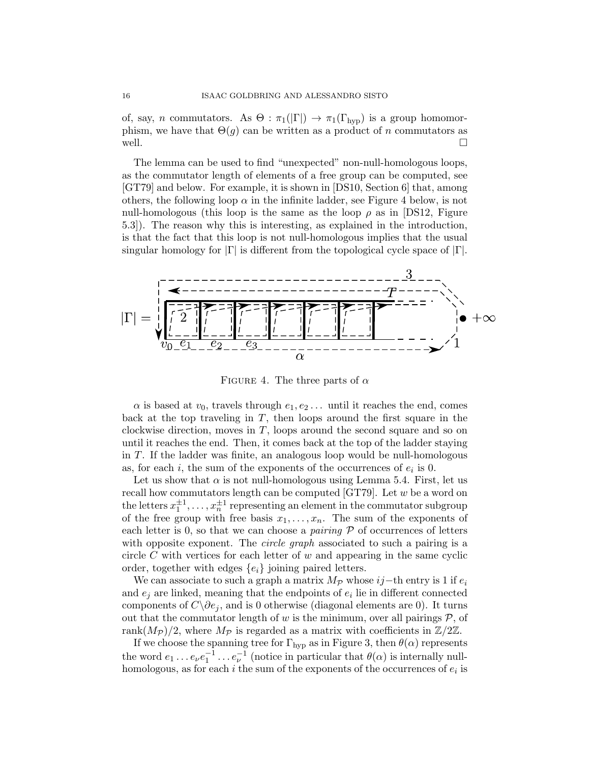of, say, $n$ commutators. As $\Theta : \pi_1(|\Gamma|) \to \pi_1(\Gamma_{\text{hyp}})$ is a group homomorphism, we have that $\Theta(g)$ can be written as a product of $n$ commutators as well. $\square$

The lemma can be used to find "unexpected" non-null-homologous loops, as the commutator length of elements of a free group can be computed, see [GT79] and below. For example, it is shown in [DS10, Section 6] that, among others, the following loop $\alpha$ in the infinite ladder, see Figure 4 below, is not null-homologous (this loop is the same as the loop $\rho$ as in [DS12, Figure 5.3]). The reason why this is interesting, as explained in the introduction, is that the fact that this loop is not null-homologous implies that the usual singular homology for $|\Gamma|$ is different from the topological cycle space of $|\Gamma|$.

FIGURE 4. The three parts of $\alpha$

$\alpha$ is based at $v_0$, travels through $e_1, e_2 \dots$ until it reaches the end, comes back at the top traveling in $T$, then loops around the first square in the clockwise direction, moves in $T$, loops around the second square and so on until it reaches the end. Then, it comes back at the top of the ladder staying in $T$. If the ladder was finite, an analogous loop would be null-homologous as, for each $i$, the sum of the exponents of the occurrences of $e_i$ is 0.

Let us show that $\alpha$ is not null-homologous using Lemma 5.4. First, let us recall how commutators length can be computed [GT79]. Let $w$ be a word on the letters $x_1^{\pm 1}, \dots, x_n^{\pm 1}$ representing an element in the commutator subgroup of the free group with free basis $x_1, \dots, x_n$. The sum of the exponents of each letter is 0, so that we can choose a *pairing* $\mathcal{P}$ of occurrences of letters with opposite exponent. The *circle graph* associated to such a pairing is a circle $C$ with vertices for each letter of $w$ and appearing in the same cyclic order, together with edges $\{e_i\}$ joining paired letters.

We can associate to such a graph a matrix $M_{\mathcal{P}}$ whose $ij-$th entry is 1 if $e_i$ and $e_j$ are linked, meaning that the endpoints of $e_i$ lie in different connected components of $C \backslash \partial e_j$, and is 0 otherwise (diagonal elements are 0). It turns out that the commutator length of $w$ is the minimum, over all pairings $\mathcal{P}$, of $\text{rank}(M_{\mathcal{P}})/2$, where $M_{\mathcal{P}}$ is regarded as a matrix with coefficients in $\mathbb{Z}/2\mathbb{Z}$.

If we choose the spanning tree for $\Gamma_{\text{hyp}}$ as in Figure 3, then $\theta(\alpha)$ represents the word $e_1 \dots e_\nu e_1^{-1} \dots e_\nu^{-1}$ (notice in particular that $\theta(\alpha)$ is internally null-homologous, as for each $i$ the sum of the exponents of the occurrences of $e_i$ is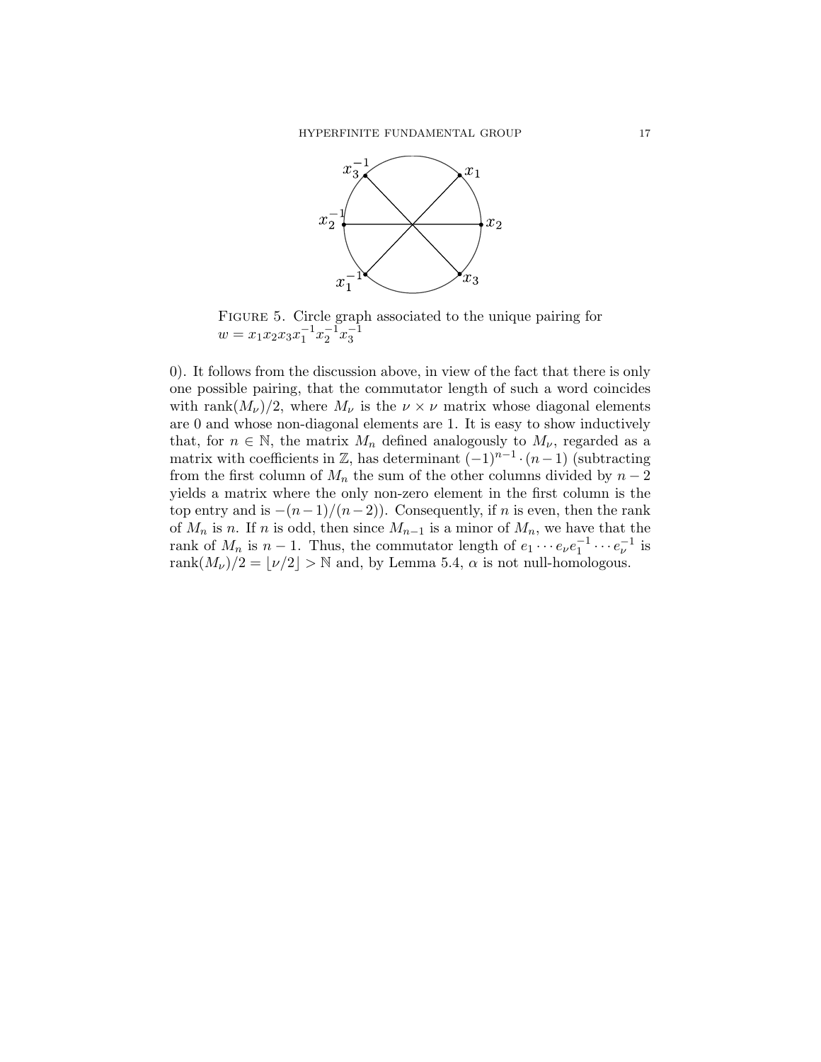Figure 5. Circle graph associated to the unique pairing for $w = x_1x_2x_3x_1^{-1}x_2^{-1}x_3^{-1}$

0). It follows from the discussion above, in view of the fact that there is only one possible pairing, that the commutator length of such a word coincides with $\mathrm{rank}(M_\nu)/2$, where $M_\nu$ is the $\nu \times \nu$ matrix whose diagonal elements are 0 and whose non-diagonal elements are 1. It is easy to show inductively that, for $n \in \mathbb{N}$, the matrix $M_n$ defined analogously to $M_\nu$, regarded as a matrix with coefficients in $\mathbb{Z}$, has determinant $(-1)^{n-1} \cdot (n-1)$ (subtracting from the first column of $M_n$ the sum of the other columns divided by $n-2$ yields a matrix where the only non-zero element in the first column is the top entry and is $-(n-1)/(n-2)$). Consequently, if $n$ is even, then the rank of $M_n$ is $n$. If $n$ is odd, then since $M_{n-1}$ is a minor of $M_n$, we have that the rank of $M_n$ is $n-1$. Thus, the commutator length of $e_1 \cdots e_\nu e_1^{-1} \cdots e_\nu^{-1}$ is $\mathrm{rank}(M_\nu)/2 = \lfloor \nu/2 \rfloor > \mathbb{N}$ and, by Lemma 5.4, $\alpha$ is not null-homologous.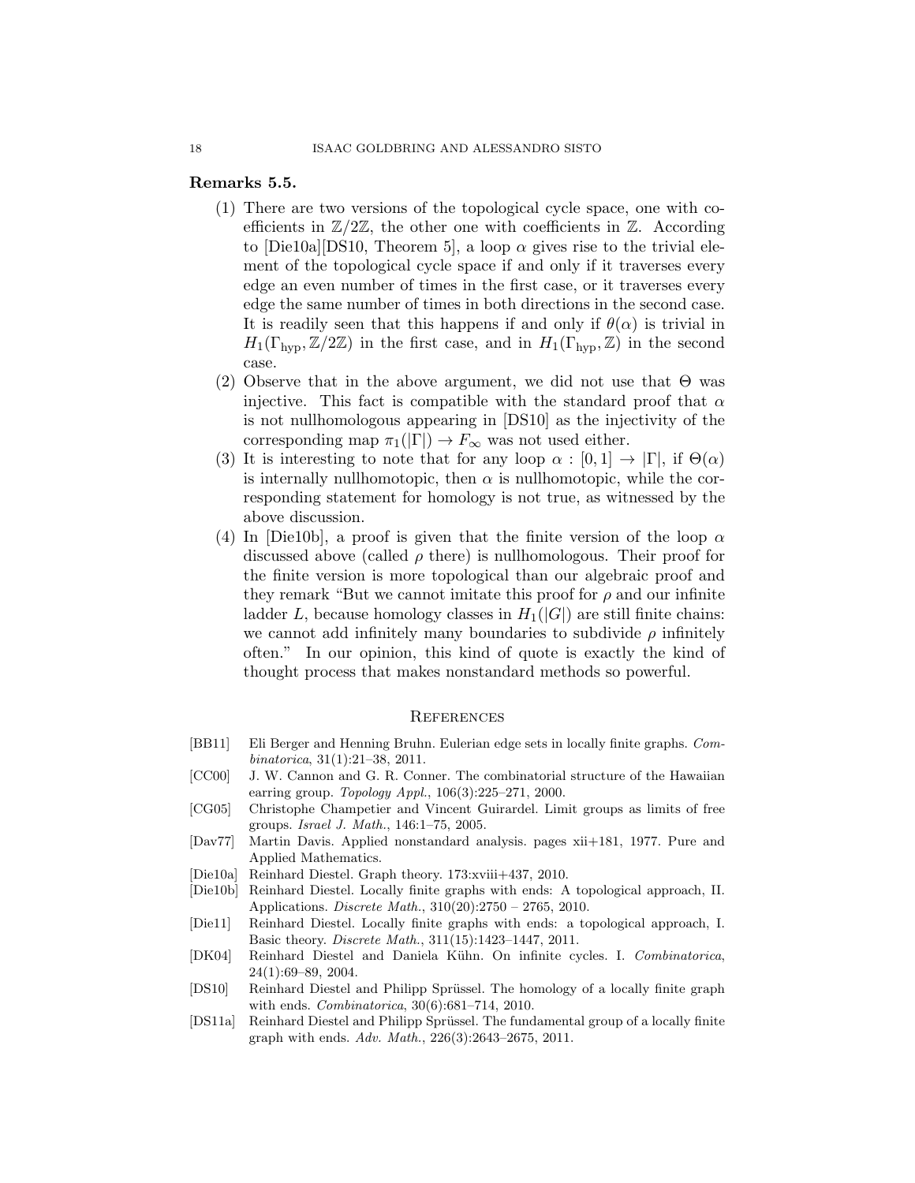**Remarks 5.5.**

(1) There are two versions of the topological cycle space, one with coefficients in $\mathbb{Z}/2\mathbb{Z}$, the other one with coefficients in $\mathbb{Z}$. According to [Die10a][DS10, Theorem 5], a loop $\alpha$ gives rise to the trivial element of the topological cycle space if and only if it traverses every edge an even number of times in the first case, or it traverses every edge the same number of times in both directions in the second case. It is readily seen that this happens if and only if $\theta(\alpha)$ is trivial in $H_1(\Gamma_{\text{hyp}}, \mathbb{Z}/2\mathbb{Z})$ in the first case, and in $H_1(\Gamma_{\text{hyp}}, \mathbb{Z})$ in the second case.

(2) Observe that in the above argument, we did not use that $\Theta$ was injective. This fact is compatible with the standard proof that $\alpha$ is not nullhomologous appearing in [DS10] as the injectivity of the corresponding map $\pi_1(|\Gamma|) \to F_\infty$ was not used either.

(3) It is interesting to note that for any loop $\alpha : [0,1] \to |\Gamma|$, if $\Theta(\alpha)$ is internally nullhomotopic, then $\alpha$ is nullhomotopic, while the corresponding statement for homology is not true, as witnessed by the above discussion.

(4) In [Die10b], a proof is given that the finite version of the loop $\alpha$ discussed above (called $\rho$ there) is nullhomologous. Their proof for the finite version is more topological than our algebraic proof and they remark "But we cannot imitate this proof for $\rho$ and our infinite ladder $L$, because homology classes in $H_1(|G|)$ are still finite chains: we cannot add infinitely many boundaries to subdivide $\rho$ infinitely often." In our opinion, this kind of quote is exactly the kind of thought process that makes nonstandard methods so powerful.

## References

[BB11] Eli Berger and Henning Bruhn. Eulerian edge sets in locally finite graphs. *Combinatorica*, 31(1):21–38, 2011.

[CC00] J. W. Cannon and G. R. Conner. The combinatorial structure of the Hawaiian earring group. *Topology Appl.*, 106(3):225–271, 2000.

[CG05] Christophe Champetier and Vincent Guirardel. Limit groups as limits of free groups. *Israel J. Math.*, 146:1–75, 2005.

[Dav77] Martin Davis. Applied nonstandard analysis. pages xii+181, 1977. Pure and Applied Mathematics.

[Die10a] Reinhard Diestel. Graph theory. 173:xviii+437, 2010.

[Die10b] Reinhard Diestel. Locally finite graphs with ends: A topological approach, II. Applications. *Discrete Math.*, 310(20):2750 – 2765, 2010.

[Die11] Reinhard Diestel. Locally finite graphs with ends: a topological approach, I. Basic theory. *Discrete Math.*, 311(15):1423–1447, 2011.

[DK04] Reinhard Diestel and Daniela Kühn. On infinite cycles. I. *Combinatorica*, 24(1):69–89, 2004.

[DS10] Reinhard Diestel and Philipp Sprüssel. The homology of a locally finite graph with ends. *Combinatorica*, 30(6):681–714, 2010.

[DS11a] Reinhard Diestel and Philipp Sprüssel. The fundamental group of a locally finite graph with ends. *Adv. Math.*, 226(3):2643–2675, 2011.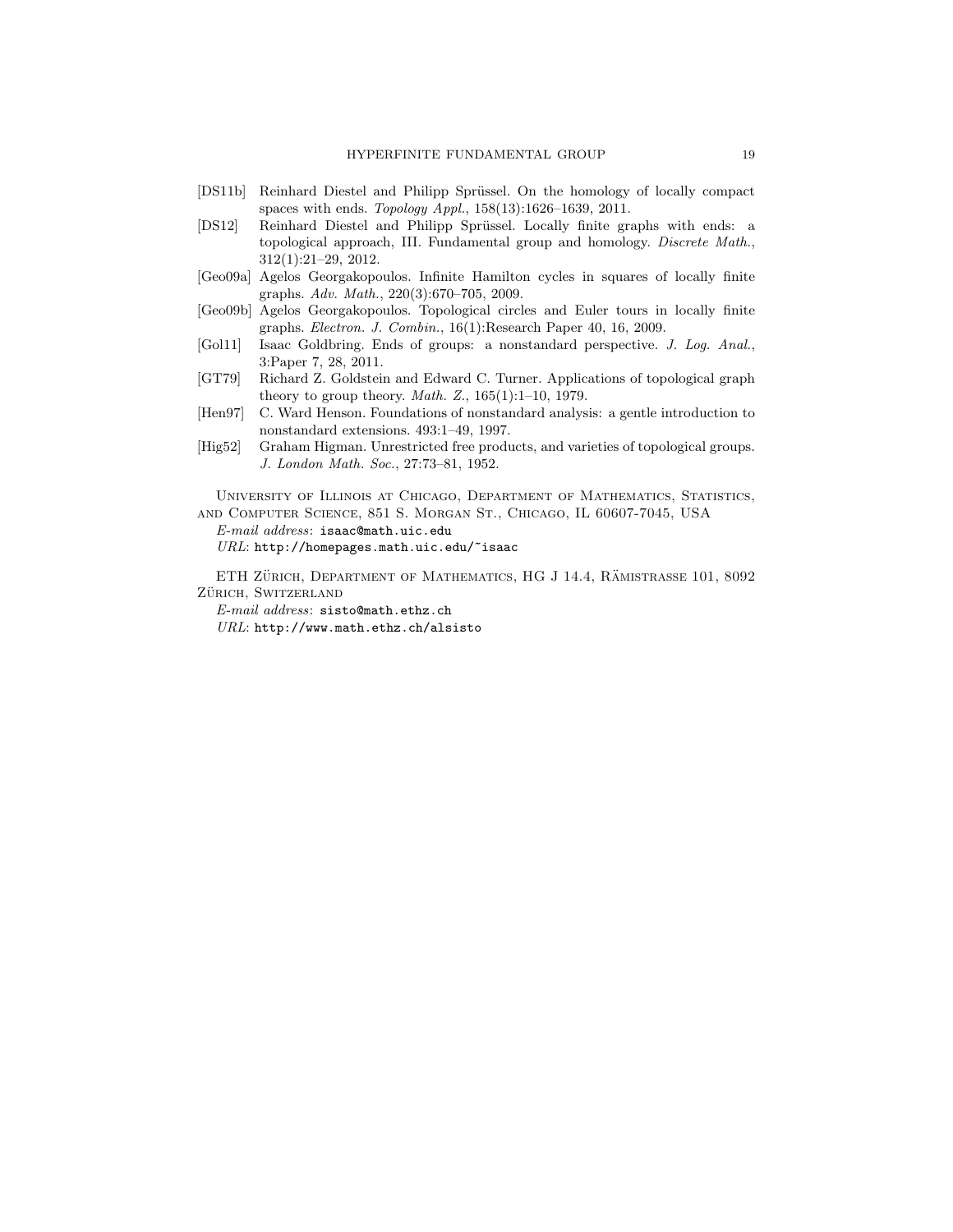- [DS11b] Reinhard Diestel and Philipp Sprüssel. On the homology of locally compact spaces with ends. *Topology Appl.*, 158(13):1626–1639, 2011.
- [DS12] Reinhard Diestel and Philipp Sprüssel. Locally finite graphs with ends: a topological approach, III. Fundamental group and homology. *Discrete Math.*, 312(1):21–29, 2012.
- [Geo09a] Agelos Georgakopoulos. Infinite Hamilton cycles in squares of locally finite graphs. *Adv. Math.*, 220(3):670–705, 2009.
- [Geo09b] Agelos Georgakopoulos. Topological circles and Euler tours in locally finite graphs. *Electron. J. Combin.*, 16(1):Research Paper 40, 16, 2009.
- [Gol11] Isaac Goldbring. Ends of groups: a nonstandard perspective. *J. Log. Anal.*, 3:Paper 7, 28, 2011.
- [GT79] Richard Z. Goldstein and Edward C. Turner. Applications of topological graph theory to group theory. *Math. Z.*, 165(1):1–10, 1979.
- [Hen97] C. Ward Henson. Foundations of nonstandard analysis: a gentle introduction to nonstandard extensions. 493:1–49, 1997.
- [Hig52] Graham Higman. Unrestricted free products, and varieties of topological groups. *J. London Math. Soc.*, 27:73–81, 1952.

University of Illinois at Chicago, Department of Mathematics, Statistics, and Computer Science, 851 S. Morgan St., Chicago, IL 60607-7045, USA

*E-mail address*: isaac@math.uic.edu

*URL*: http://homepages.math.uic.edu/~isaac

ETH Zürich, Department of Mathematics, HG J 14.4, Rämistrasse 101, 8092 Zürich, Switzerland

*E-mail address*: sisto@math.ethz.ch

*URL*: http://www.math.ethz.ch/alsisto